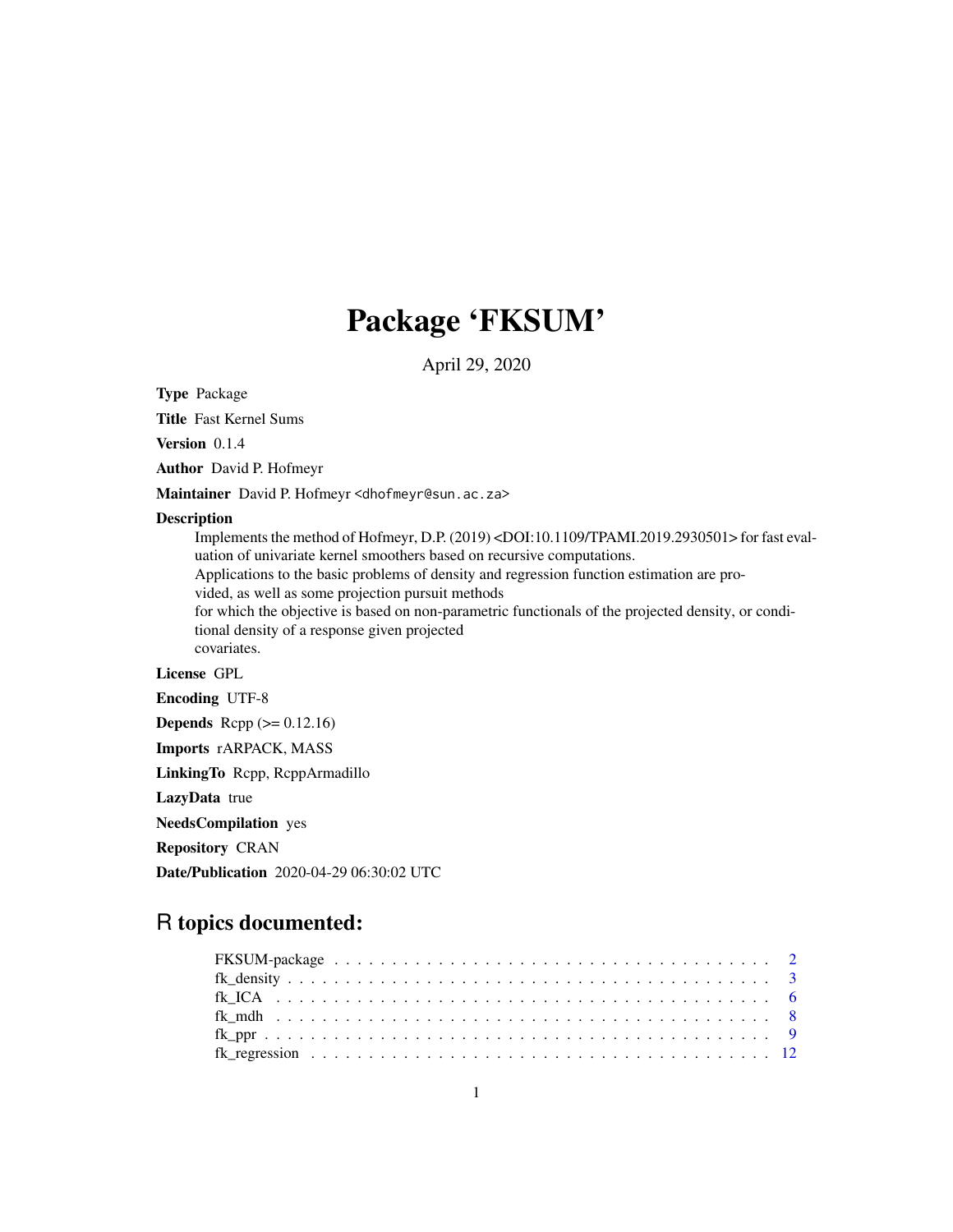# Package 'FKSUM'

April 29, 2020

**Type** Package

**Title** Fast Kernel Sums

**Version** 0.1.4

**Author** David P. Hofmeyr

**Maintainer** David P. Hofmeyr <dhofmeyr@sun.ac.za>

**Description**

Implements the method of Hofmeyr, D.P. (2019) <DOI:10.1109/TPAMI.2019.2930501> for fast evaluation of univariate kernel smoothers based on recursive computations.
Applications to the basic problems of density and regression function estimation are provided, as well as some projection pursuit methods
for which the objective is based on non-parametric functionals of the projected density, or conditional density of a response given projected
covariates.

**License** GPL

**Encoding** UTF-8

**Depends** Rcpp (>= 0.12.16)

**Imports** rARPACK, MASS

**LinkingTo** Rcpp, RcppArmadillo

**LazyData** true

**NeedsCompilation** yes

**Repository** CRAN

**Date/Publication** 2020-04-29 06:30:02 UTC

## R topics documented:

| | |
|---|---|
| FKSUM-package | 2 |
| fk_density | 3 |
| fk_ICA | 6 |
| fk_mdh | 8 |
| fk_ppr | 9 |
| fk_regression | 12 |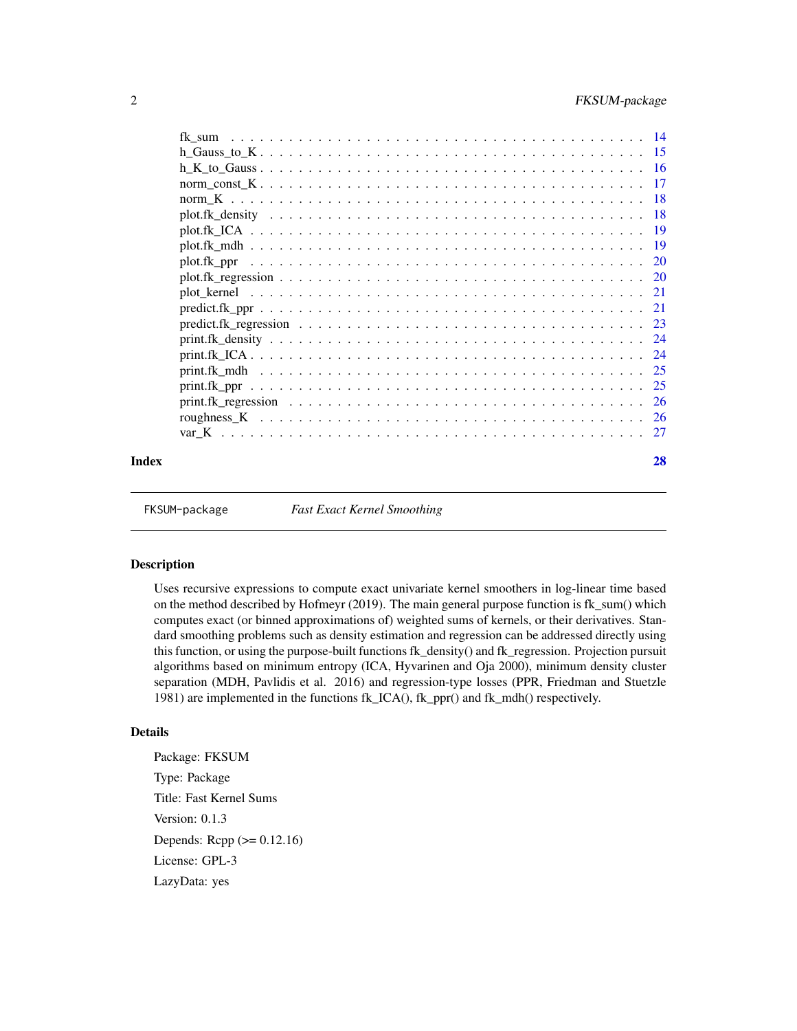fk_sum . . . . . . . . . . . . . . . . . . . . . . . . . . . . . . . . . . . . . . . 14
h_Gauss_to_K . . . . . . . . . . . . . . . . . . . . . . . . . . . . . . . . . . . 15
h_K_to_Gauss . . . . . . . . . . . . . . . . . . . . . . . . . . . . . . . . . . . 16
norm_const_K . . . . . . . . . . . . . . . . . . . . . . . . . . . . . . . . . . . 17
norm_K . . . . . . . . . . . . . . . . . . . . . . . . . . . . . . . . . . . . . . 18
plot.fk_density . . . . . . . . . . . . . . . . . . . . . . . . . . . . . . . . . . 18
plot.fk_ICA . . . . . . . . . . . . . . . . . . . . . . . . . . . . . . . . . . . . 19
plot.fk_mdh . . . . . . . . . . . . . . . . . . . . . . . . . . . . . . . . . . . . 19
plot.fk_ppr . . . . . . . . . . . . . . . . . . . . . . . . . . . . . . . . . . . . 20
plot.fk_regression . . . . . . . . . . . . . . . . . . . . . . . . . . . . . . . . 20
plot_kernel . . . . . . . . . . . . . . . . . . . . . . . . . . . . . . . . . . . . 21
predict.fk_ppr . . . . . . . . . . . . . . . . . . . . . . . . . . . . . . . . . . 21
predict.fk_regression . . . . . . . . . . . . . . . . . . . . . . . . . . . . . . 23
print.fk_density . . . . . . . . . . . . . . . . . . . . . . . . . . . . . . . . . 24
print.fk_ICA . . . . . . . . . . . . . . . . . . . . . . . . . . . . . . . . . . . 24
print.fk_mdh . . . . . . . . . . . . . . . . . . . . . . . . . . . . . . . . . . . 25
print.fk_ppr . . . . . . . . . . . . . . . . . . . . . . . . . . . . . . . . . . . 25
print.fk_regression . . . . . . . . . . . . . . . . . . . . . . . . . . . . . . . 26
roughness_K . . . . . . . . . . . . . . . . . . . . . . . . . . . . . . . . . . . 26
var_K . . . . . . . . . . . . . . . . . . . . . . . . . . . . . . . . . . . . . . . 27

**Index** **28**

---

`FKSUM-package` *Fast Exact Kernel Smoothing*

---

### Description

Uses recursive expressions to compute exact univariate kernel smoothers in log-linear time based on the method described by Hofmeyr (2019). The main general purpose function is fk_sum() which computes exact (or binned approximations of) weighted sums of kernels, or their derivatives. Standard smoothing problems such as density estimation and regression can be addressed directly using this function, or using the purpose-built functions fk_density() and fk_regression. Projection pursuit algorithms based on minimum entropy (ICA, Hyvarinen and Oja 2000), minimum density cluster separation (MDH, Pavlidis et al. 2016) and regression-type losses (PPR, Friedman and Stuetzle 1981) are implemented in the functions fk_ICA(), fk_ppr() and fk_mdh() respectively.

### Details

Package: FKSUM

Type: Package

Title: Fast Kernel Sums

Version: 0.1.3

Depends: Rcpp (>= 0.12.16)

License: GPL-3

LazyData: yes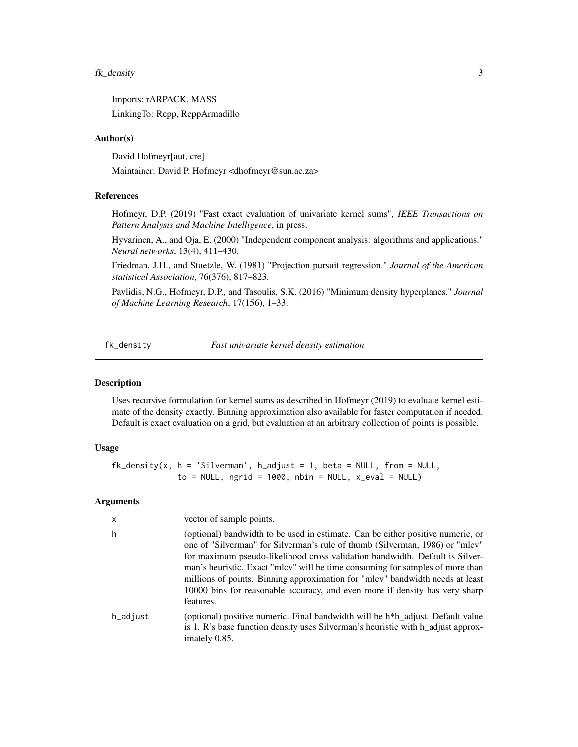Imports: rARPACK, MASS

LinkingTo: Rcpp, RcppArmadillo

### Author(s)

David Hofmeyr[aut, cre]

Maintainer: David P. Hofmeyr <dhofmeyr@sun.ac.za>

### References

Hofmeyr, D.P. (2019) "Fast exact evaluation of univariate kernel sums", *IEEE Transactions on Pattern Analysis and Machine Intelligence*, in press.

Hyvarinen, A., and Oja, E. (2000) "Independent component analysis: algorithms and applications." *Neural networks*, 13(4), 411–430.

Friedman, J.H., and Stuetzle, W. (1981) "Projection pursuit regression." *Journal of the American statistical Association*, 76(376), 817–823.

Pavlidis, N.G., Hofmeyr, D.P., and Tasoulis, S.K. (2016) "Minimum density hyperplanes." *Journal of Machine Learning Research*, 17(156), 1–33.

---

## fk_density — *Fast univariate kernel density estimation*

### Description

Uses recursive formulation for kernel sums as described in Hofmeyr (2019) to evaluate kernel estimate of the density exactly. Binning approximation also available for faster computation if needed. Default is exact evaluation on a grid, but evaluation at an arbitrary collection of points is possible.

### Usage

```
fk_density(x, h = 'Silverman', h_adjust = 1, beta = NULL, from = NULL,
              to = NULL, ngrid = 1000, nbin = NULL, x_eval = NULL)
```

### Arguments

| | |
|---|---|
| x | vector of sample points. |
| h | (optional) bandwidth to be used in estimate. Can be either positive numeric, or one of "Silverman" for Silverman's rule of thumb (Silverman, 1986) or "mlcv" for maximum pseudo-likelihood cross validation bandwidth. Default is Silverman's heuristic. Exact "mlcv" will be time consuming for samples of more than millions of points. Binning approximation for "mlcv" bandwidth needs at least 10000 bins for reasonable accuracy, and even more if density has very sharp features. |
| h_adjust | (optional) positive numeric. Final bandwidth will be h*h_adjust. Default value is 1. R's base function density uses Silverman's heuristic with h_adjust approximately 0.85. |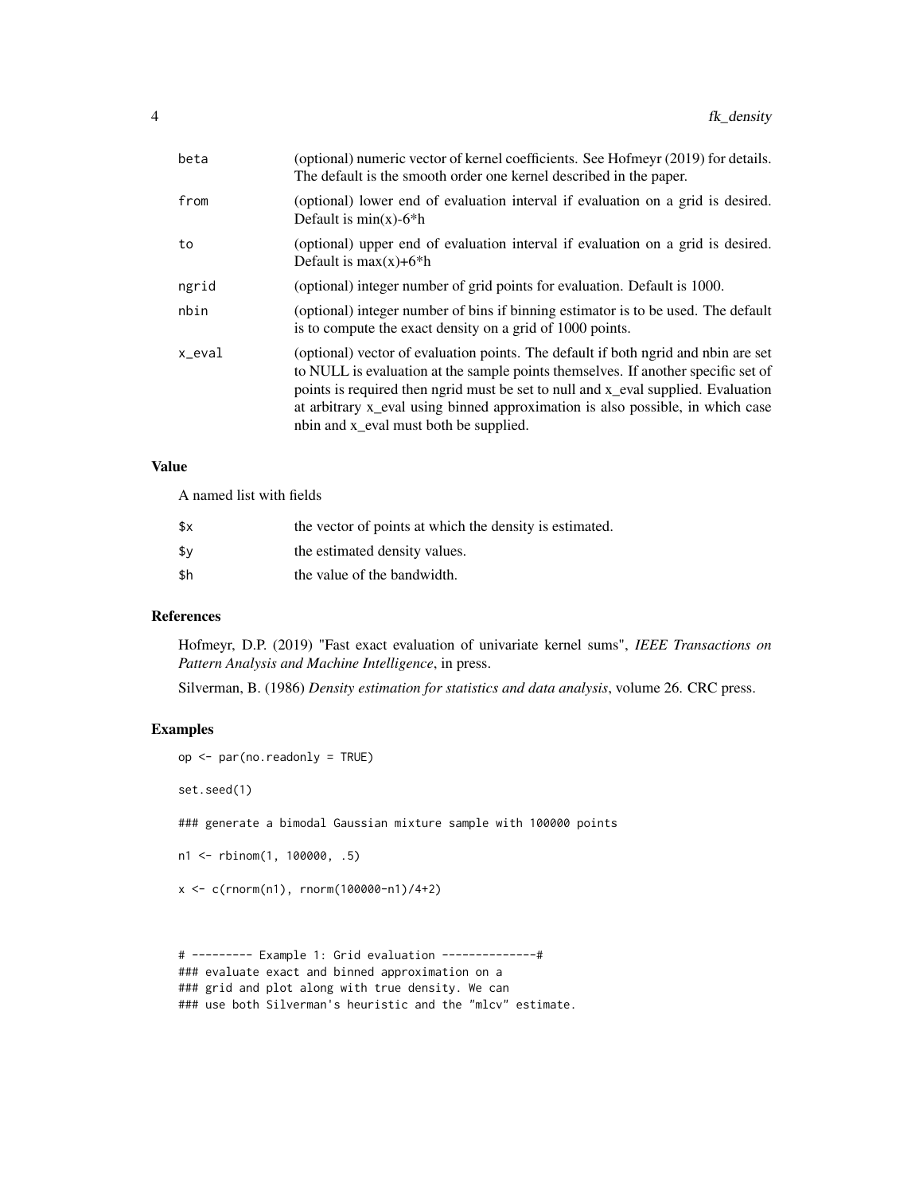| | |
|---|---|
| beta | (optional) numeric vector of kernel coefficients. See Hofmeyr (2019) for details. The default is the smooth order one kernel described in the paper. |
| from | (optional) lower end of evaluation interval if evaluation on a grid is desired. Default is min(x)-6*h |
| to | (optional) upper end of evaluation interval if evaluation on a grid is desired. Default is max(x)+6*h |
| ngrid | (optional) integer number of grid points for evaluation. Default is 1000. |
| nbin | (optional) integer number of bins if binning estimator is to be used. The default is to compute the exact density on a grid of 1000 points. |
| x_eval | (optional) vector of evaluation points. The default if both ngrid and nbin are set to NULL is evaluation at the sample points themselves. If another specific set of points is required then ngrid must be set to null and x_eval supplied. Evaluation at arbitrary x_eval using binned approximation is also possible, in which case nbin and x_eval must both be supplied. |

## Value

A named list with fields

| | |
|---|---|
| $x | the vector of points at which the density is estimated. |
| $y | the estimated density values. |
| $h | the value of the bandwidth. |

## References

Hofmeyr, D.P. (2019) "Fast exact evaluation of univariate kernel sums", *IEEE Transactions on Pattern Analysis and Machine Intelligence*, in press.

Silverman, B. (1986) *Density estimation for statistics and data analysis*, volume 26. CRC press.

## Examples

```
op <- par(no.readonly = TRUE)

set.seed(1)

### generate a bimodal Gaussian mixture sample with 100000 points

n1 <- rbinom(1, 100000, .5)

x <- c(rnorm(n1), rnorm(100000-n1)/4+2)


# --------- Example 1: Grid evaluation --------------#
### evaluate exact and binned approximation on a
### grid and plot along with true density. We can
### use both Silverman's heuristic and the "mlcv" estimate.
```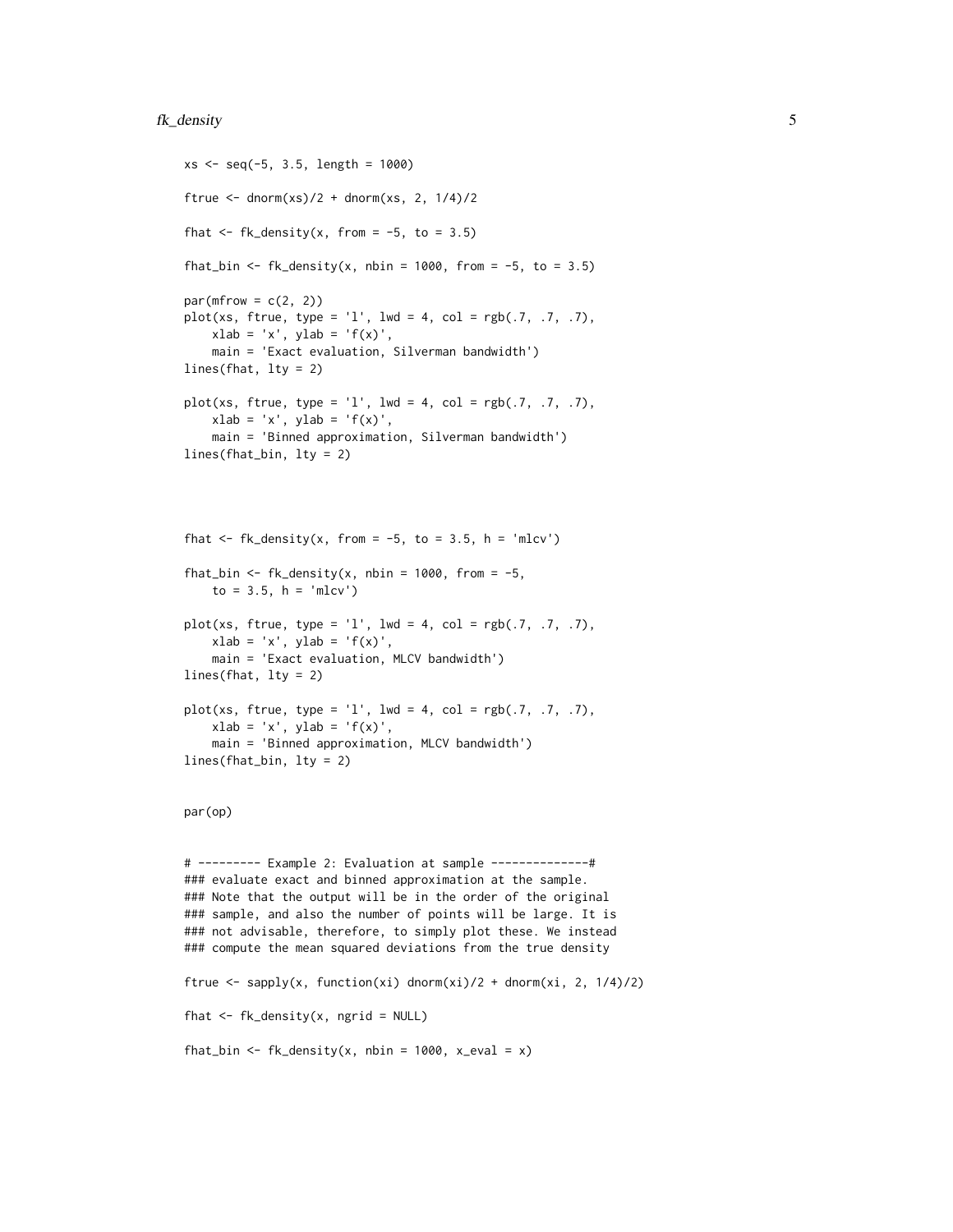```
xs <- seq(-5, 3.5, length = 1000)

ftrue <- dnorm(xs)/2 + dnorm(xs, 2, 1/4)/2

fhat <- fk_density(x, from = -5, to = 3.5)

fhat_bin <- fk_density(x, nbin = 1000, from = -5, to = 3.5)

par(mfrow = c(2, 2))
plot(xs, ftrue, type = 'l', lwd = 4, col = rgb(.7, .7, .7),
    xlab = 'x', ylab = 'f(x)',
    main = 'Exact evaluation, Silverman bandwidth')
lines(fhat, lty = 2)

plot(xs, ftrue, type = 'l', lwd = 4, col = rgb(.7, .7, .7),
    xlab = 'x', ylab = 'f(x)',
    main = 'Binned approximation, Silverman bandwidth')
lines(fhat_bin, lty = 2)




fhat <- fk_density(x, from = -5, to = 3.5, h = 'mlcv')

fhat_bin <- fk_density(x, nbin = 1000, from = -5,
    to = 3.5, h = 'mlcv')

plot(xs, ftrue, type = 'l', lwd = 4, col = rgb(.7, .7, .7),
    xlab = 'x', ylab = 'f(x)',
    main = 'Exact evaluation, MLCV bandwidth')
lines(fhat, lty = 2)

plot(xs, ftrue, type = 'l', lwd = 4, col = rgb(.7, .7, .7),
    xlab = 'x', ylab = 'f(x)',
    main = 'Binned approximation, MLCV bandwidth')
lines(fhat_bin, lty = 2)


par(op)


# --------- Example 2: Evaluation at sample --------------#
### evaluate exact and binned approximation at the sample.
### Note that the output will be in the order of the original
### sample, and also the number of points will be large. It is
### not advisable, therefore, to simply plot these. We instead
### compute the mean squared deviations from the true density

ftrue <- sapply(x, function(xi) dnorm(xi)/2 + dnorm(xi, 2, 1/4)/2)

fhat <- fk_density(x, ngrid = NULL)

fhat_bin <- fk_density(x, nbin = 1000, x_eval = x)
```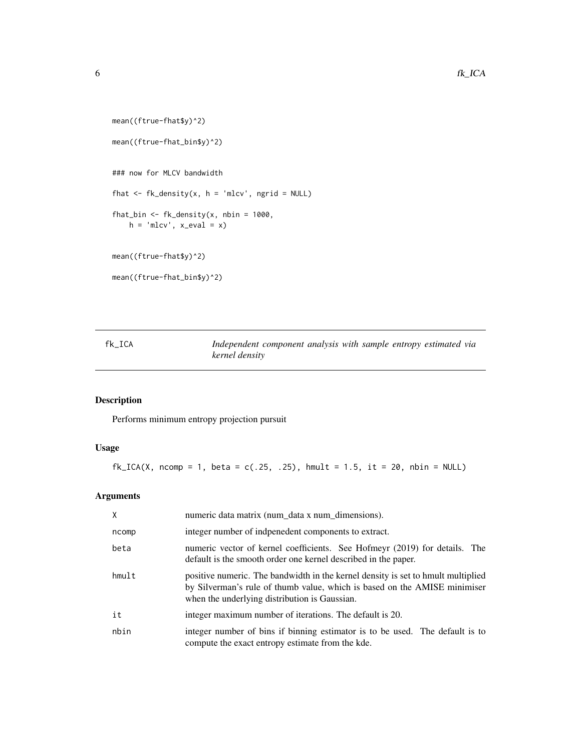```
mean((ftrue-fhat$y)^2)

mean((ftrue-fhat_bin$y)^2)


### now for MLCV bandwidth

fhat <- fk_density(x, h = 'mlcv', ngrid = NULL)

fhat_bin <- fk_density(x, nbin = 1000,
    h = 'mlcv', x_eval = x)


mean((ftrue-fhat$y)^2)

mean((ftrue-fhat_bin$y)^2)
```

## fk_ICA — *Independent component analysis with sample entropy estimated via kernel density*

### Description

Performs minimum entropy projection pursuit

### Usage

```
fk_ICA(X, ncomp = 1, beta = c(.25, .25), hmult = 1.5, it = 20, nbin = NULL)
```

### Arguments

| | |
|---|---|
| X | numeric data matrix (num_data x num_dimensions). |
| ncomp | integer number of indpenedent components to extract. |
| beta | numeric vector of kernel coefficients. See Hofmeyr (2019) for details. The default is the smooth order one kernel described in the paper. |
| hmult | positive numeric. The bandwidth in the kernel density is set to hmult multiplied by Silverman's rule of thumb value, which is based on the AMISE minimiser when the underlying distribution is Gaussian. |
| it | integer maximum number of iterations. The default is 20. |
| nbin | integer number of bins if binning estimator is to be used. The default is to compute the exact entropy estimate from the kde. |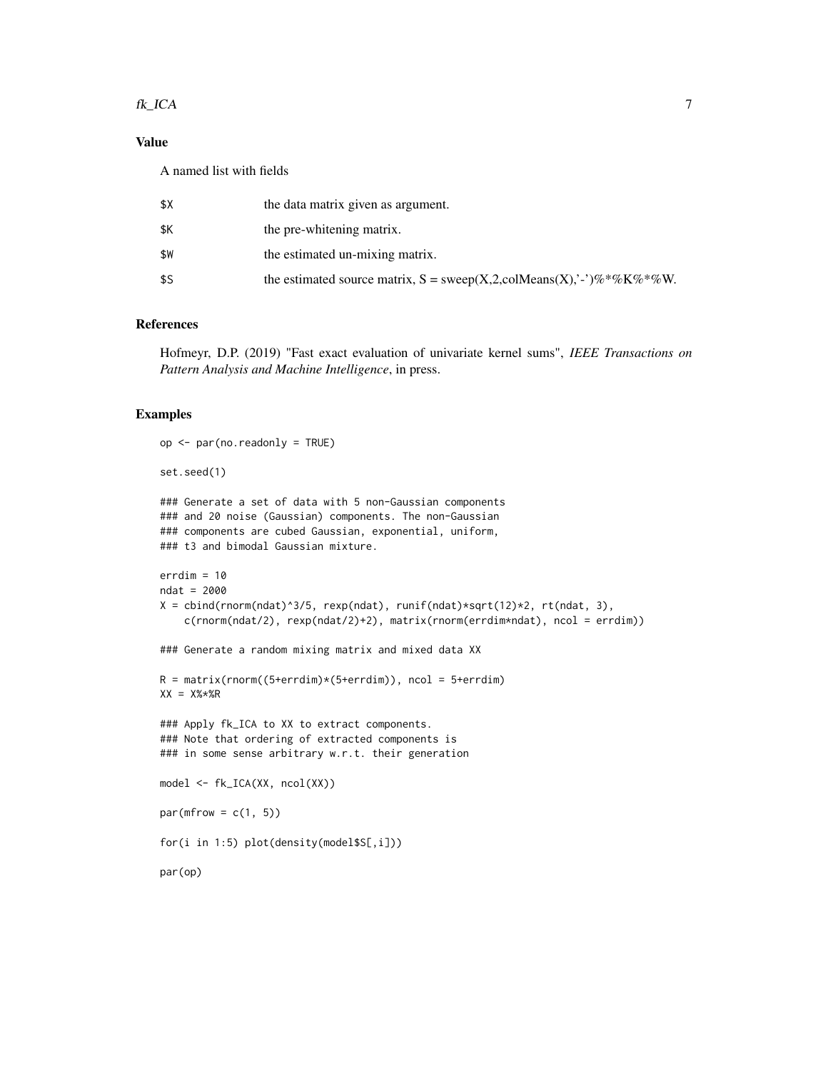## Value

A named list with fields

| | |
|---|---|
| $X | the data matrix given as argument. |
| $K | the pre-whitening matrix. |
| $W | the estimated un-mixing matrix. |
| $S | the estimated source matrix, S = sweep(X,2,colMeans(X),'-')%*%K%*%W. |

## References

Hofmeyr, D.P. (2019) "Fast exact evaluation of univariate kernel sums", *IEEE Transactions on Pattern Analysis and Machine Intelligence*, in press.

## Examples

```
op <- par(no.readonly = TRUE)

set.seed(1)

### Generate a set of data with 5 non-Gaussian components
### and 20 noise (Gaussian) components. The non-Gaussian
### components are cubed Gaussian, exponential, uniform,
### t3 and bimodal Gaussian mixture.

errdim = 10
ndat = 2000
X = cbind(rnorm(ndat)^3/5, rexp(ndat), runif(ndat)*sqrt(12)*2, rt(ndat, 3),
    c(rnorm(ndat/2), rexp(ndat/2)+2), matrix(rnorm(errdim*ndat), ncol = errdim))

### Generate a random mixing matrix and mixed data XX

R = matrix(rnorm((5+errdim)*(5+errdim)), ncol = 5+errdim)
XX = X%*%R

### Apply fk_ICA to XX to extract components.
### Note that ordering of extracted components is
### in some sense arbitrary w.r.t. their generation

model <- fk_ICA(XX, ncol(XX))

par(mfrow = c(1, 5))

for(i in 1:5) plot(density(model$S[,i]))

par(op)
```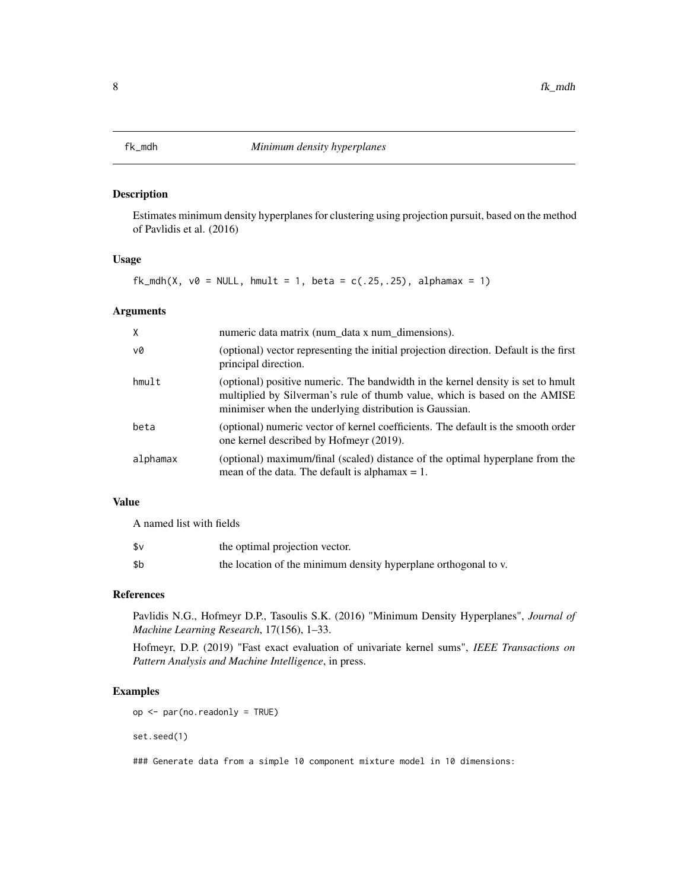fk_mdh *Minimum density hyperplanes*

## Description

Estimates minimum density hyperplanes for clustering using projection pursuit, based on the method of Pavlidis et al. (2016)

## Usage

```
fk_mdh(X, v0 = NULL, hmult = 1, beta = c(.25,.25), alphamax = 1)
```

## Arguments

| | |
|---|---|
| X | numeric data matrix (num_data x num_dimensions). |
| v0 | (optional) vector representing the initial projection direction. Default is the first principal direction. |
| hmult | (optional) positive numeric. The bandwidth in the kernel density is set to hmult multiplied by Silverman's rule of thumb value, which is based on the AMISE minimiser when the underlying distribution is Gaussian. |
| beta | (optional) numeric vector of kernel coefficients. The default is the smooth order one kernel described by Hofmeyr (2019). |
| alphamax | (optional) maximum/final (scaled) distance of the optimal hyperplane from the mean of the data. The default is alphamax = 1. |

## Value

A named list with fields

| | |
|---|---|
| $v | the optimal projection vector. |
| $b | the location of the minimum density hyperplane orthogonal to v. |

## References

Pavlidis N.G., Hofmeyr D.P., Tasoulis S.K. (2016) "Minimum Density Hyperplanes", *Journal of Machine Learning Research*, 17(156), 1–33.

Hofmeyr, D.P. (2019) "Fast exact evaluation of univariate kernel sums", *IEEE Transactions on Pattern Analysis and Machine Intelligence*, in press.

## Examples

```
op <- par(no.readonly = TRUE)

set.seed(1)

### Generate data from a simple 10 component mixture model in 10 dimensions:
```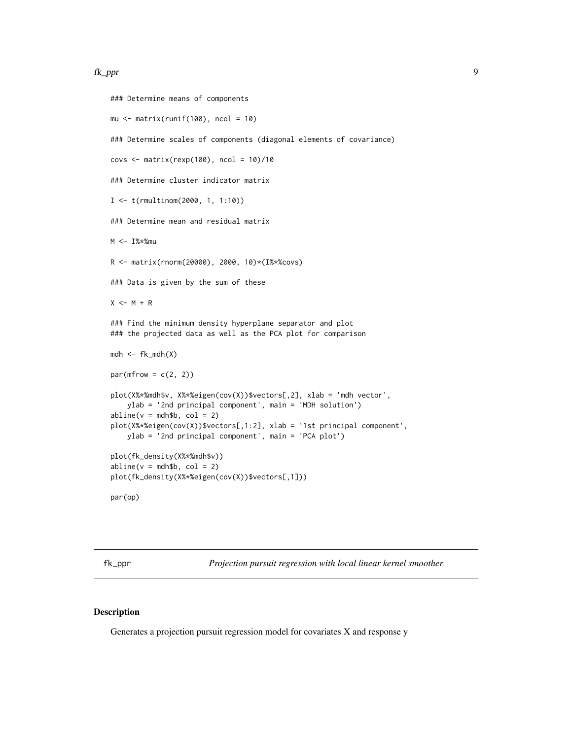```
### Determine means of components

mu <- matrix(runif(100), ncol = 10)

### Determine scales of components (diagonal elements of covariance)

covs <- matrix(rexp(100), ncol = 10)/10

### Determine cluster indicator matrix

I <- t(rmultinom(2000, 1, 1:10))

### Determine mean and residual matrix

M <- I%*%mu

R <- matrix(rnorm(20000), 2000, 10)*(I%*%covs)

### Data is given by the sum of these

X <- M + R

### Find the minimum density hyperplane separator and plot
### the projected data as well as the PCA plot for comparison

mdh <- fk_mdh(X)

par(mfrow = c(2, 2))

plot(X%*%mdh$v, X%*%eigen(cov(X))$vectors[,2], xlab = 'mdh vector',
    ylab = '2nd principal component', main = 'MDH solution')
abline(v = mdh$b, col = 2)
plot(X%*%eigen(cov(X))$vectors[,1:2], xlab = '1st principal component',
    ylab = '2nd principal component', main = 'PCA plot')

plot(fk_density(X%*%mdh$v))
abline(v = mdh$b, col = 2)
plot(fk_density(X%*%eigen(cov(X))$vectors[,1]))

par(op)
```

## fk_ppr — *Projection pursuit regression with local linear kernel smoother*

### Description

Generates a projection pursuit regression model for covariates X and response y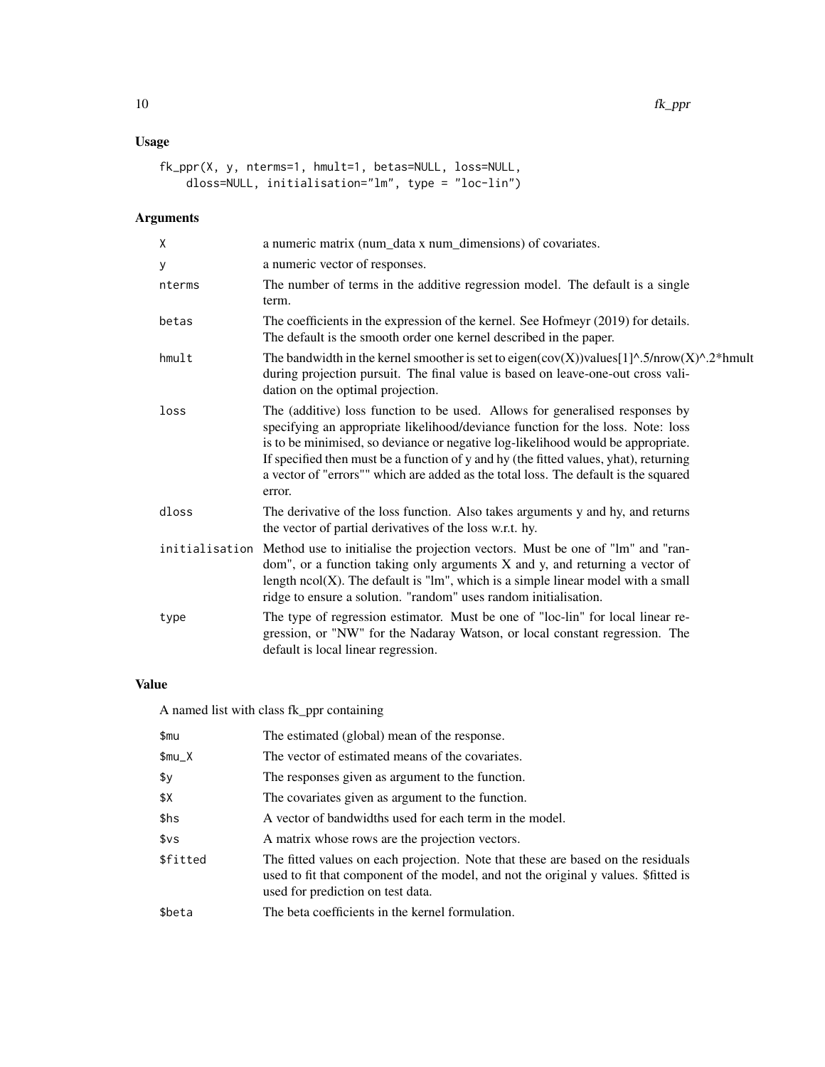## Usage

```
fk_ppr(X, y, nterms=1, hmult=1, betas=NULL, loss=NULL,
    dloss=NULL, initialisation="lm", type = "loc-lin")
```

## Arguments

| | |
|---|---|
| X | a numeric matrix (num_data x num_dimensions) of covariates. |
| y | a numeric vector of responses. |
| nterms | The number of terms in the additive regression model. The default is a single term. |
| betas | The coefficients in the expression of the kernel. See Hofmeyr (2019) for details. The default is the smooth order one kernel described in the paper. |
| hmult | The bandwidth in the kernel smoother is set to eigen(cov(X))values[1]^.5/nrow(X)^.2*hmult during projection pursuit. The final value is based on leave-one-out cross validation on the optimal projection. |
| loss | The (additive) loss function to be used. Allows for generalised responses by specifying an appropriate likelihood/deviance function for the loss. Note: loss is to be minimised, so deviance or negative log-likelihood would be appropriate. If specified then must be a function of y and hy (the fitted values, yhat), returning a vector of "errors"" which are added as the total loss. The default is the squared error. |
| dloss | The derivative of the loss function. Also takes arguments y and hy, and returns the vector of partial derivatives of the loss w.r.t. hy. |
| initialisation | Method use to initialise the projection vectors. Must be one of "lm" and "random", or a function taking only arguments X and y, and returning a vector of length ncol(X). The default is "lm", which is a simple linear model with a small ridge to ensure a solution. "random" uses random initialisation. |
| type | The type of regression estimator. Must be one of "loc-lin" for local linear regression, or "NW" for the Nadaray Watson, or local constant regression. The default is local linear regression. |

## Value

A named list with class fk_ppr containing

| | |
|---|---|
| $mu | The estimated (global) mean of the response. |
| $mu_X | The vector of estimated means of the covariates. |
| $y | The responses given as argument to the function. |
| $X | The covariates given as argument to the function. |
| $hs | A vector of bandwidths used for each term in the model. |
| $vs | A matrix whose rows are the projection vectors. |
| $fitted | The fitted values on each projection. Note that these are based on the residuals used to fit that component of the model, and not the original y values. $fitted is used for prediction on test data. |
| $beta | The beta coefficients in the kernel formulation. |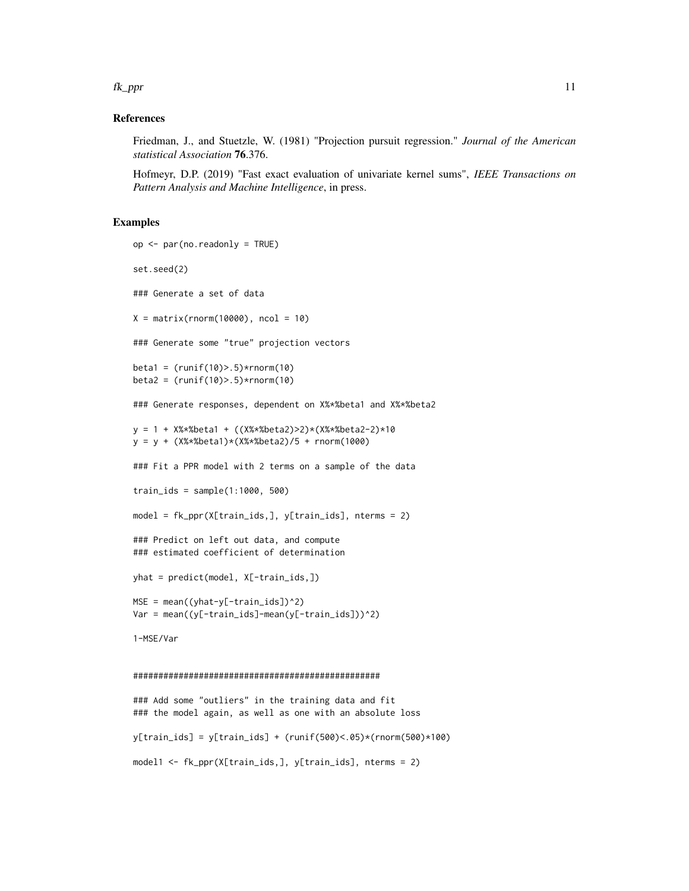## References

Friedman, J., and Stuetzle, W. (1981) "Projection pursuit regression." *Journal of the American statistical Association* **76**.376.

Hofmeyr, D.P. (2019) "Fast exact evaluation of univariate kernel sums", *IEEE Transactions on Pattern Analysis and Machine Intelligence*, in press.

## Examples

```
op <- par(no.readonly = TRUE)

set.seed(2)

### Generate a set of data

X = matrix(rnorm(10000), ncol = 10)

### Generate some "true" projection vectors

beta1 = (runif(10)>.5)*rnorm(10)
beta2 = (runif(10)>.5)*rnorm(10)

### Generate responses, dependent on X%*%beta1 and X%*%beta2

y = 1 + X%*%beta1 + ((X%*%beta2)>2)*(X%*%beta2-2)*10
y = y + (X%*%beta1)*(X%*%beta2)/5 + rnorm(1000)

### Fit a PPR model with 2 terms on a sample of the data

train_ids = sample(1:1000, 500)

model = fk_ppr(X[train_ids,], y[train_ids], nterms = 2)

### Predict on left out data, and compute
### estimated coefficient of determination

yhat = predict(model, X[-train_ids,])

MSE = mean((yhat-y[-train_ids])^2)
Var = mean((y[-train_ids]-mean(y[-train_ids]))^2)

1-MSE/Var


#################################################

### Add some "outliers" in the training data and fit
### the model again, as well as one with an absolute loss

y[train_ids] = y[train_ids] + (runif(500)<.05)*(rnorm(500)*100)

model1 <- fk_ppr(X[train_ids,], y[train_ids], nterms = 2)
```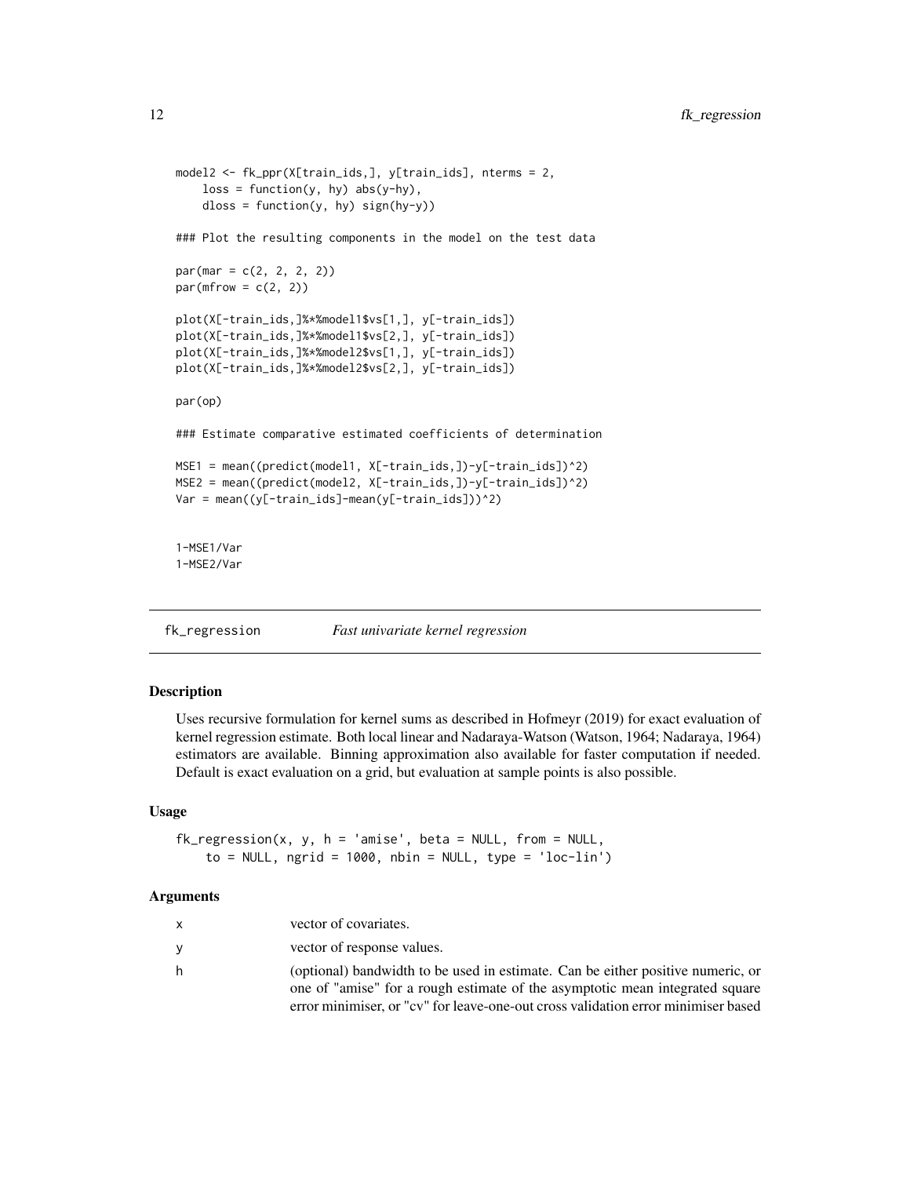```
model2 <- fk_ppr(X[train_ids,], y[train_ids], nterms = 2,
    loss = function(y, hy) abs(y-hy),
    dloss = function(y, hy) sign(hy-y))

### Plot the resulting components in the model on the test data

par(mar = c(2, 2, 2, 2))
par(mfrow = c(2, 2))

plot(X[-train_ids,]%*%model1$vs[1,], y[-train_ids])
plot(X[-train_ids,]%*%model1$vs[2,], y[-train_ids])
plot(X[-train_ids,]%*%model2$vs[1,], y[-train_ids])
plot(X[-train_ids,]%*%model2$vs[2,], y[-train_ids])

par(op)

### Estimate comparative estimated coefficients of determination

MSE1 = mean((predict(model1, X[-train_ids,])-y[-train_ids])^2)
MSE2 = mean((predict(model2, X[-train_ids,])-y[-train_ids])^2)
Var = mean((y[-train_ids]-mean(y[-train_ids]))^2)


1-MSE1/Var
1-MSE2/Var
```

## fk_regression — *Fast univariate kernel regression*

### Description

Uses recursive formulation for kernel sums as described in Hofmeyr (2019) for exact evaluation of kernel regression estimate. Both local linear and Nadaraya-Watson (Watson, 1964; Nadaraya, 1964) estimators are available. Binning approximation also available for faster computation if needed. Default is exact evaluation on a grid, but evaluation at sample points is also possible.

### Usage

```
fk_regression(x, y, h = 'amise', beta = NULL, from = NULL,
    to = NULL, ngrid = 1000, nbin = NULL, type = 'loc-lin')
```

### Arguments

| | |
|---|---|
| x | vector of covariates. |
| y | vector of response values. |
| h | (optional) bandwidth to be used in estimate. Can be either positive numeric, or one of "amise" for a rough estimate of the asymptotic mean integrated square error minimiser, or "cv" for leave-one-out cross validation error minimiser based |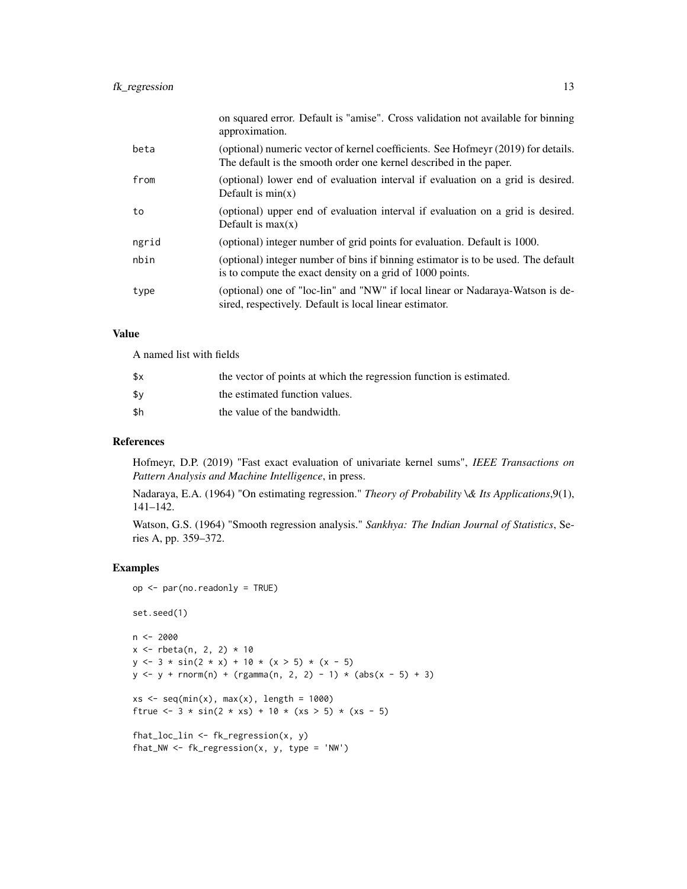| | |
|---|---|
| | on squared error. Default is "amise". Cross validation not available for binning approximation. |
| beta | (optional) numeric vector of kernel coefficients. See Hofmeyr (2019) for details. The default is the smooth order one kernel described in the paper. |
| from | (optional) lower end of evaluation interval if evaluation on a grid is desired. Default is min(x) |
| to | (optional) upper end of evaluation interval if evaluation on a grid is desired. Default is max(x) |
| ngrid | (optional) integer number of grid points for evaluation. Default is 1000. |
| nbin | (optional) integer number of bins if binning estimator is to be used. The default is to compute the exact density on a grid of 1000 points. |
| type | (optional) one of "loc-lin" and "NW" if local linear or Nadaraya-Watson is desired, respectively. Default is local linear estimator. |

## Value

A named list with fields

| | |
|---|---|
| $x | the vector of points at which the regression function is estimated. |
| $y | the estimated function values. |
| $h | the value of the bandwidth. |

## References

Hofmeyr, D.P. (2019) "Fast exact evaluation of univariate kernel sums", *IEEE Transactions on Pattern Analysis and Machine Intelligence*, in press.

Nadaraya, E.A. (1964) "On estimating regression." *Theory of Probability \& Its Applications*,9(1), 141–142.

Watson, G.S. (1964) "Smooth regression analysis." *Sankhya: The Indian Journal of Statistics*, Series A, pp. 359–372.

## Examples

```
op <- par(no.readonly = TRUE)

set.seed(1)

n <- 2000
x <- rbeta(n, 2, 2) * 10
y <- 3 * sin(2 * x) + 10 * (x > 5) * (x - 5)
y <- y + rnorm(n) + (rgamma(n, 2, 2) - 1) * (abs(x - 5) + 3)

xs <- seq(min(x), max(x), length = 1000)
ftrue <- 3 * sin(2 * xs) + 10 * (xs > 5) * (xs - 5)

fhat_loc_lin <- fk_regression(x, y)
fhat_NW <- fk_regression(x, y, type = 'NW')
```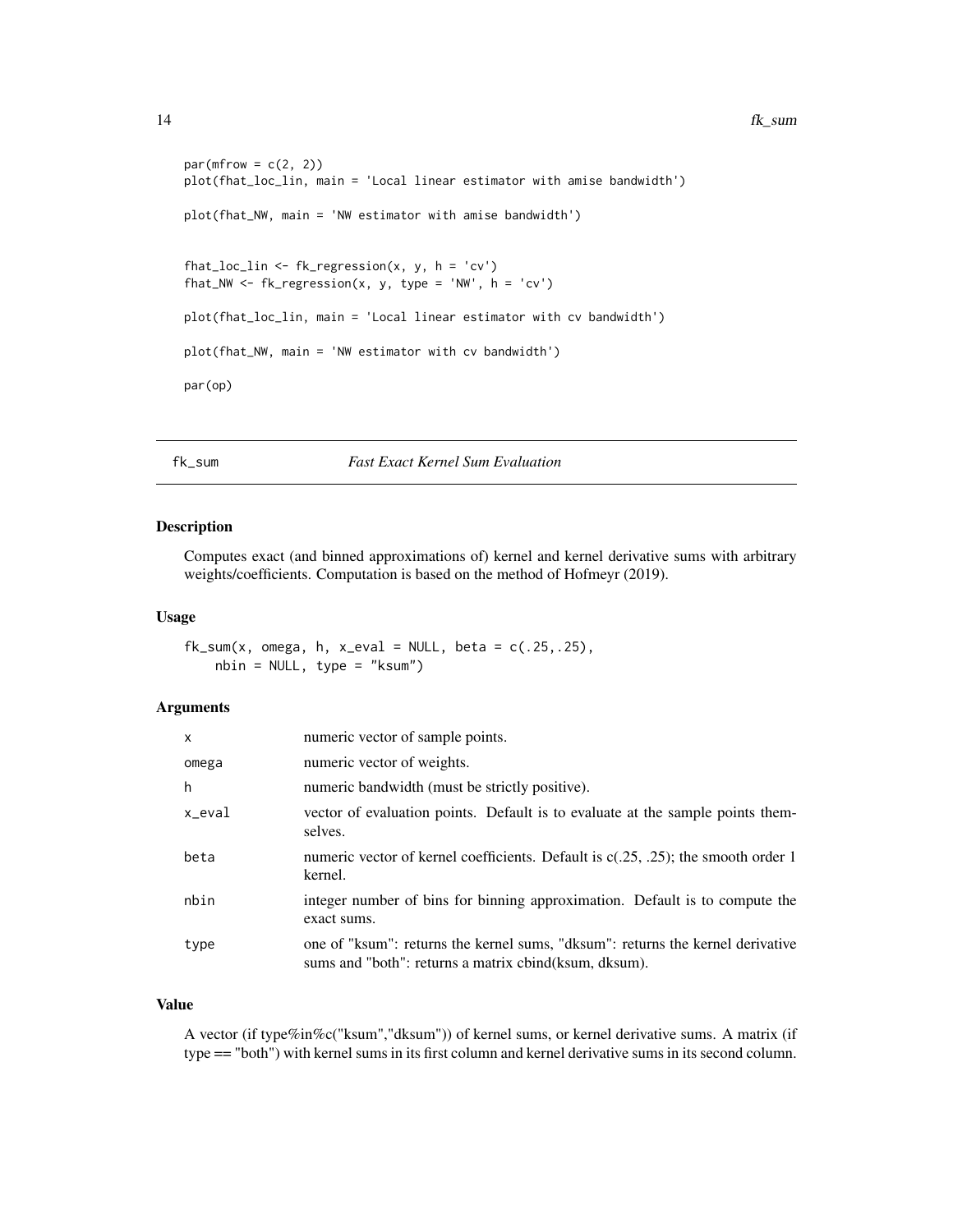```
par(mfrow = c(2, 2))
plot(fhat_loc_lin, main = 'Local linear estimator with amise bandwidth')

plot(fhat_NW, main = 'NW estimator with amise bandwidth')


fhat_loc_lin <- fk_regression(x, y, h = 'cv')
fhat_NW <- fk_regression(x, y, type = 'NW', h = 'cv')

plot(fhat_loc_lin, main = 'Local linear estimator with cv bandwidth')

plot(fhat_NW, main = 'NW estimator with cv bandwidth')

par(op)
```

## fk_sum — *Fast Exact Kernel Sum Evaluation*

### Description

Computes exact (and binned approximations of) kernel and kernel derivative sums with arbitrary weights/coefficients. Computation is based on the method of Hofmeyr (2019).

### Usage

```
fk_sum(x, omega, h, x_eval = NULL, beta = c(.25,.25),
    nbin = NULL, type = "ksum")
```

### Arguments

| | |
|---|---|
| x | numeric vector of sample points. |
| omega | numeric vector of weights. |
| h | numeric bandwidth (must be strictly positive). |
| x_eval | vector of evaluation points. Default is to evaluate at the sample points themselves. |
| beta | numeric vector of kernel coefficients. Default is c(.25, .25); the smooth order 1 kernel. |
| nbin | integer number of bins for binning approximation. Default is to compute the exact sums. |
| type | one of "ksum": returns the kernel sums, "dksum": returns the kernel derivative sums and "both": returns a matrix cbind(ksum, dksum). |

### Value

A vector (if type%in%c("ksum","dksum")) of kernel sums, or kernel derivative sums. A matrix (if type == "both") with kernel sums in its first column and kernel derivative sums in its second column.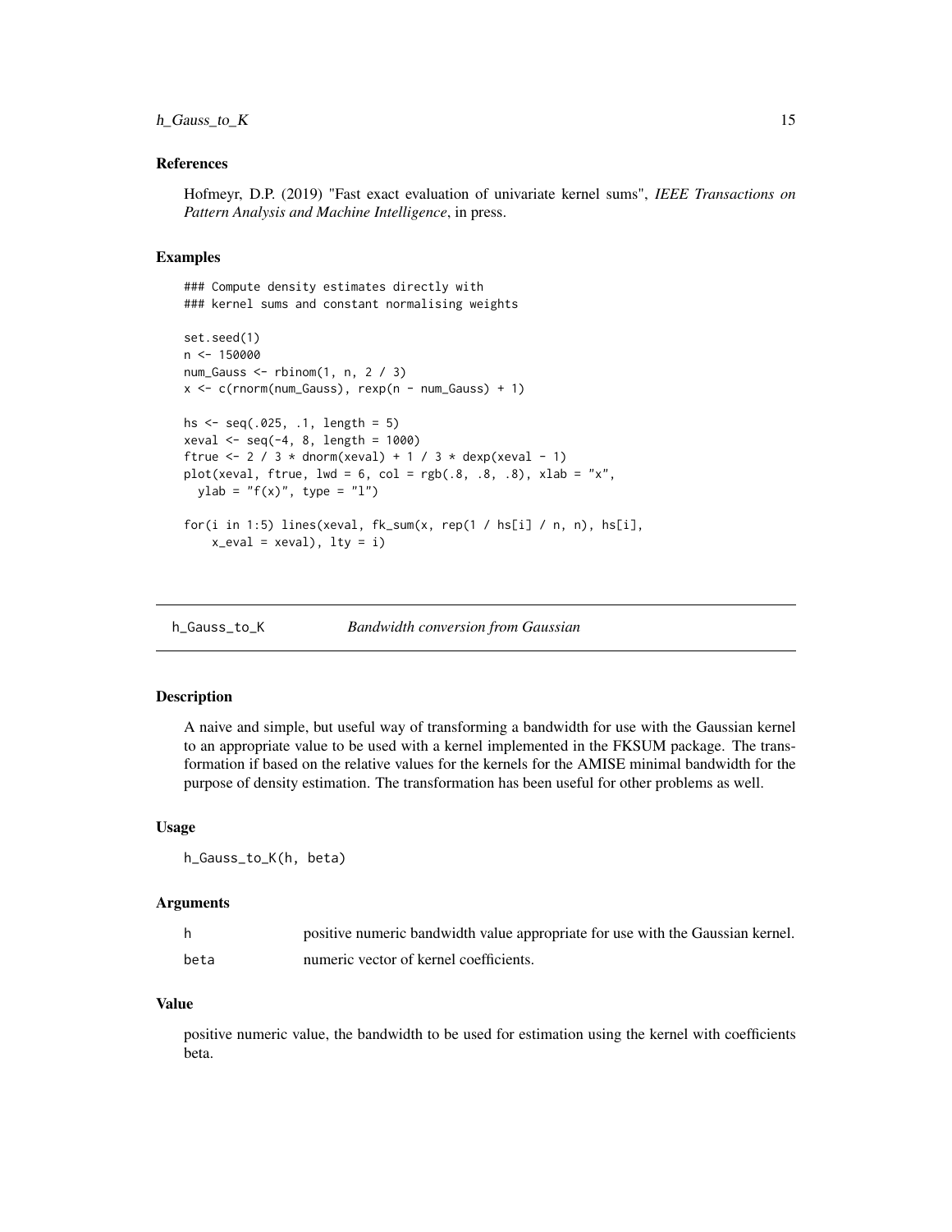### References

Hofmeyr, D.P. (2019) "Fast exact evaluation of univariate kernel sums", *IEEE Transactions on Pattern Analysis and Machine Intelligence*, in press.

### Examples

```
### Compute density estimates directly with
### kernel sums and constant normalising weights

set.seed(1)
n <- 150000
num_Gauss <- rbinom(1, n, 2 / 3)
x <- c(rnorm(num_Gauss), rexp(n - num_Gauss) + 1)

hs <- seq(.025, .1, length = 5)
xeval <- seq(-4, 8, length = 1000)
ftrue <- 2 / 3 * dnorm(xeval) + 1 / 3 * dexp(xeval - 1)
plot(xeval, ftrue, lwd = 6, col = rgb(.8, .8, .8), xlab = "x",
  ylab = "f(x)", type = "l")

for(i in 1:5) lines(xeval, fk_sum(x, rep(1 / hs[i] / n, n), hs[i],
    x_eval = xeval), lty = i)
```

---

## h_Gauss_to_K — *Bandwidth conversion from Gaussian*

### Description

A naive and simple, but useful way of transforming a bandwidth for use with the Gaussian kernel to an appropriate value to be used with a kernel implemented in the FKSUM package. The transformation if based on the relative values for the kernels for the AMISE minimal bandwidth for the purpose of density estimation. The transformation has been useful for other problems as well.

### Usage

```
h_Gauss_to_K(h, beta)
```

### Arguments

| | |
|---|---|
| h | positive numeric bandwidth value appropriate for use with the Gaussian kernel. |
| beta | numeric vector of kernel coefficients. |

### Value

positive numeric value, the bandwidth to be used for estimation using the kernel with coefficients beta.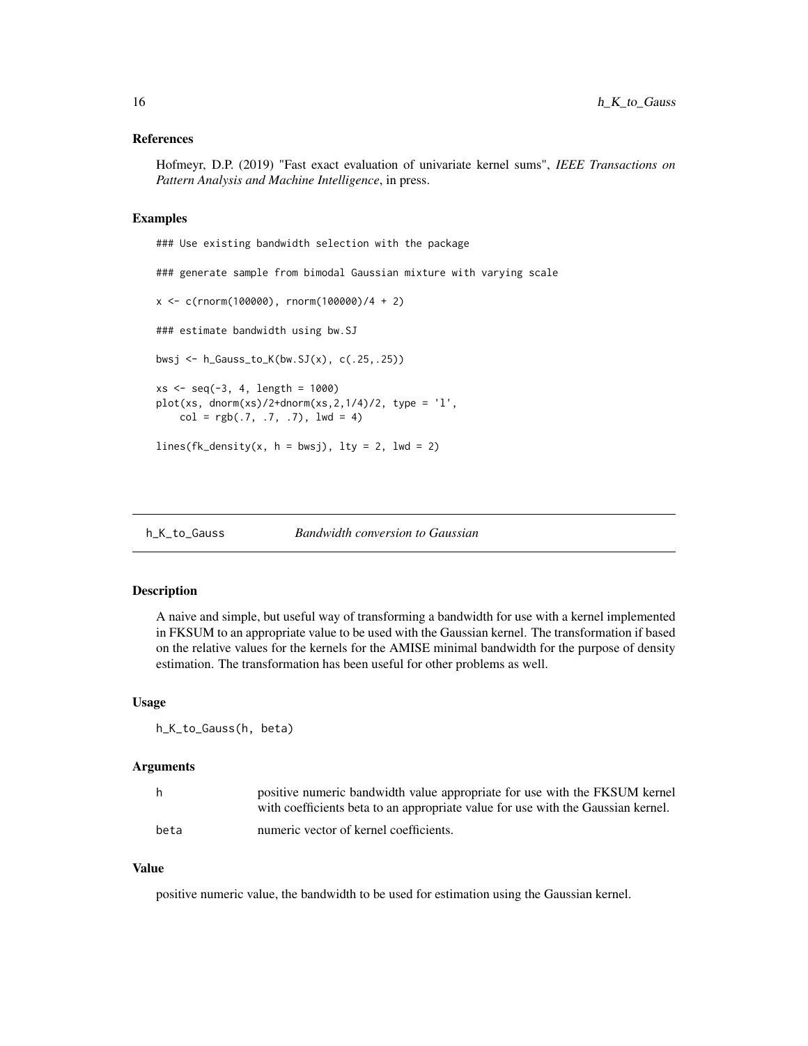## References

Hofmeyr, D.P. (2019) "Fast exact evaluation of univariate kernel sums", *IEEE Transactions on Pattern Analysis and Machine Intelligence*, in press.

## Examples

```
### Use existing bandwidth selection with the package

### generate sample from bimodal Gaussian mixture with varying scale

x <- c(rnorm(100000), rnorm(100000)/4 + 2)

### estimate bandwidth using bw.SJ

bwsj <- h_Gauss_to_K(bw.SJ(x), c(.25,.25))

xs <- seq(-3, 4, length = 1000)
plot(xs, dnorm(xs)/2+dnorm(xs,2,1/4)/2, type = 'l',
    col = rgb(.7, .7, .7), lwd = 4)

lines(fk_density(x, h = bwsj), lty = 2, lwd = 2)
```

---

# h_K_to_Gauss &nbsp;&nbsp;&nbsp; *Bandwidth conversion to Gaussian*

## Description

A naive and simple, but useful way of transforming a bandwidth for use with a kernel implemented in FKSUM to an appropriate value to be used with the Gaussian kernel. The transformation if based on the relative values for the kernels for the AMISE minimal bandwidth for the purpose of density estimation. The transformation has been useful for other problems as well.

## Usage

```
h_K_to_Gauss(h, beta)
```

## Arguments

| | |
|---|---|
| h | positive numeric bandwidth value appropriate for use with the FKSUM kernel with coefficients beta to an appropriate value for use with the Gaussian kernel. |
| beta | numeric vector of kernel coefficients. |

## Value

positive numeric value, the bandwidth to be used for estimation using the Gaussian kernel.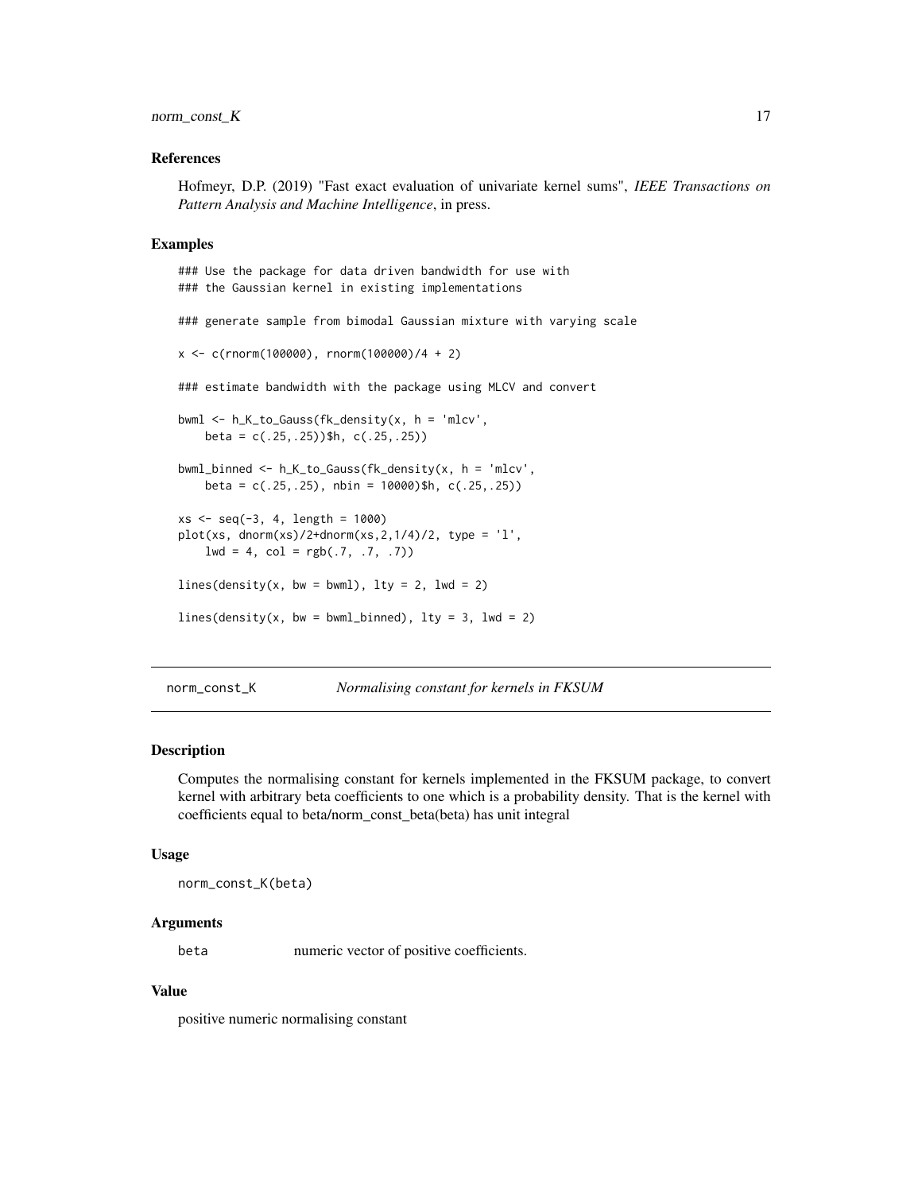### References

Hofmeyr, D.P. (2019) "Fast exact evaluation of univariate kernel sums", *IEEE Transactions on Pattern Analysis and Machine Intelligence*, in press.

### Examples

```
### Use the package for data driven bandwidth for use with
### the Gaussian kernel in existing implementations

### generate sample from bimodal Gaussian mixture with varying scale

x <- c(rnorm(100000), rnorm(100000)/4 + 2)

### estimate bandwidth with the package using MLCV and convert

bwml <- h_K_to_Gauss(fk_density(x, h = 'mlcv',
    beta = c(.25,.25))$h, c(.25,.25))

bwml_binned <- h_K_to_Gauss(fk_density(x, h = 'mlcv',
    beta = c(.25,.25), nbin = 10000)$h, c(.25,.25))

xs <- seq(-3, 4, length = 1000)
plot(xs, dnorm(xs)/2+dnorm(xs,2,1/4)/2, type = 'l',
    lwd = 4, col = rgb(.7, .7, .7))

lines(density(x, bw = bwml), lty = 2, lwd = 2)

lines(density(x, bw = bwml_binned), lty = 3, lwd = 2)
```

---

## norm_const_K *Normalising constant for kernels in FKSUM*

---

### Description

Computes the normalising constant for kernels implemented in the FKSUM package, to convert kernel with arbitrary beta coefficients to one which is a probability density. That is the kernel with coefficients equal to beta/norm_const_beta(beta) has unit integral

### Usage

```
norm_const_K(beta)
```

### Arguments

beta numeric vector of positive coefficients.

### Value

positive numeric normalising constant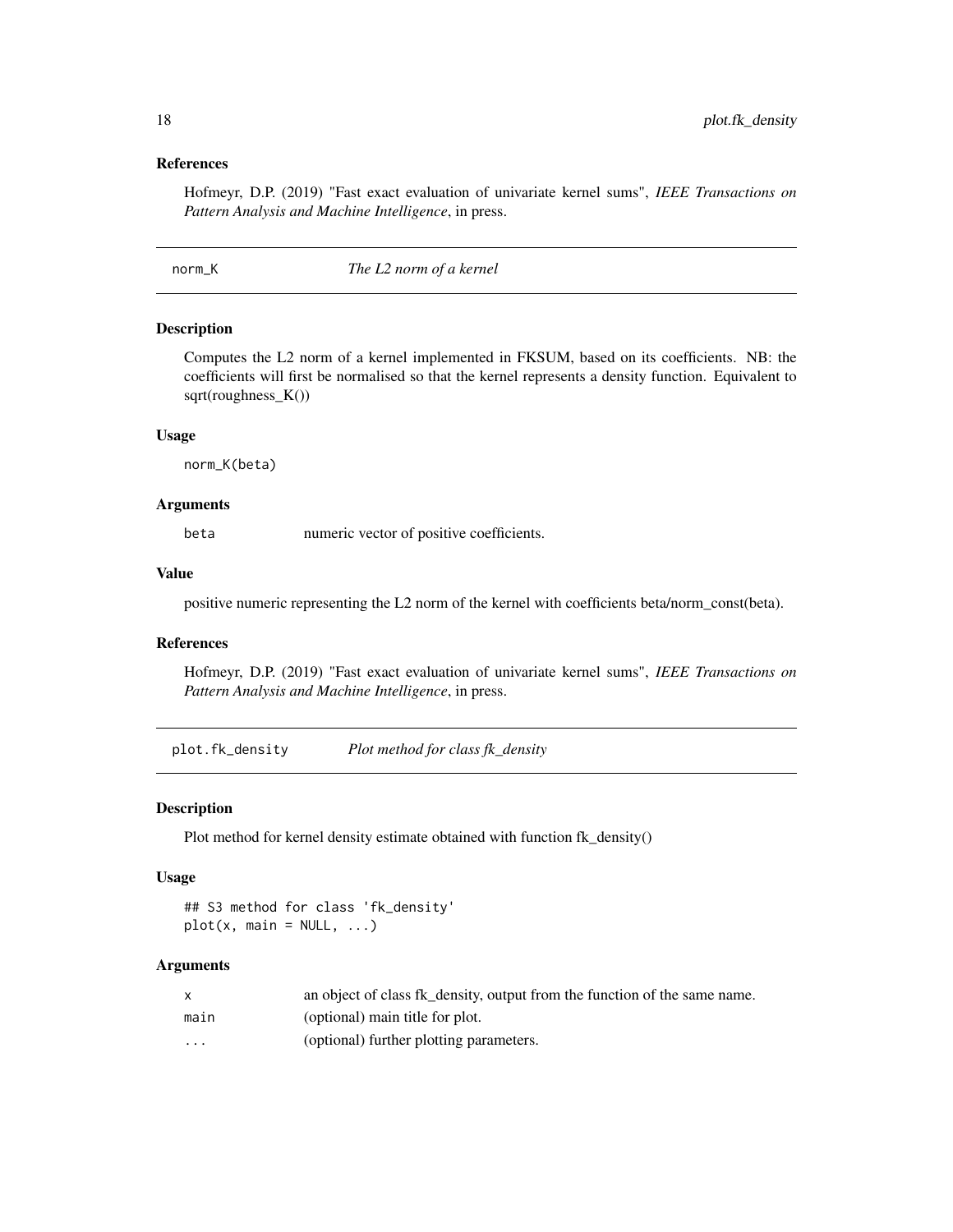### References

Hofmeyr, D.P. (2019) "Fast exact evaluation of univariate kernel sums", *IEEE Transactions on Pattern Analysis and Machine Intelligence*, in press.

---

## norm_K — *The L2 norm of a kernel*

### Description

Computes the L2 norm of a kernel implemented in FKSUM, based on its coefficients. NB: the coefficients will first be normalised so that the kernel represents a density function. Equivalent to sqrt(roughness_K())

### Usage

```
norm_K(beta)
```

### Arguments

| | |
|---|---|
| beta | numeric vector of positive coefficients. |

### Value

positive numeric representing the L2 norm of the kernel with coefficients beta/norm_const(beta).

### References

Hofmeyr, D.P. (2019) "Fast exact evaluation of univariate kernel sums", *IEEE Transactions on Pattern Analysis and Machine Intelligence*, in press.

---

## plot.fk_density — *Plot method for class fk_density*

### Description

Plot method for kernel density estimate obtained with function fk_density()

### Usage

```
## S3 method for class 'fk_density'
plot(x, main = NULL, ...)
```

### Arguments

| | |
|---|---|
| x | an object of class fk_density, output from the function of the same name. |
| main | (optional) main title for plot. |
| ... | (optional) further plotting parameters. |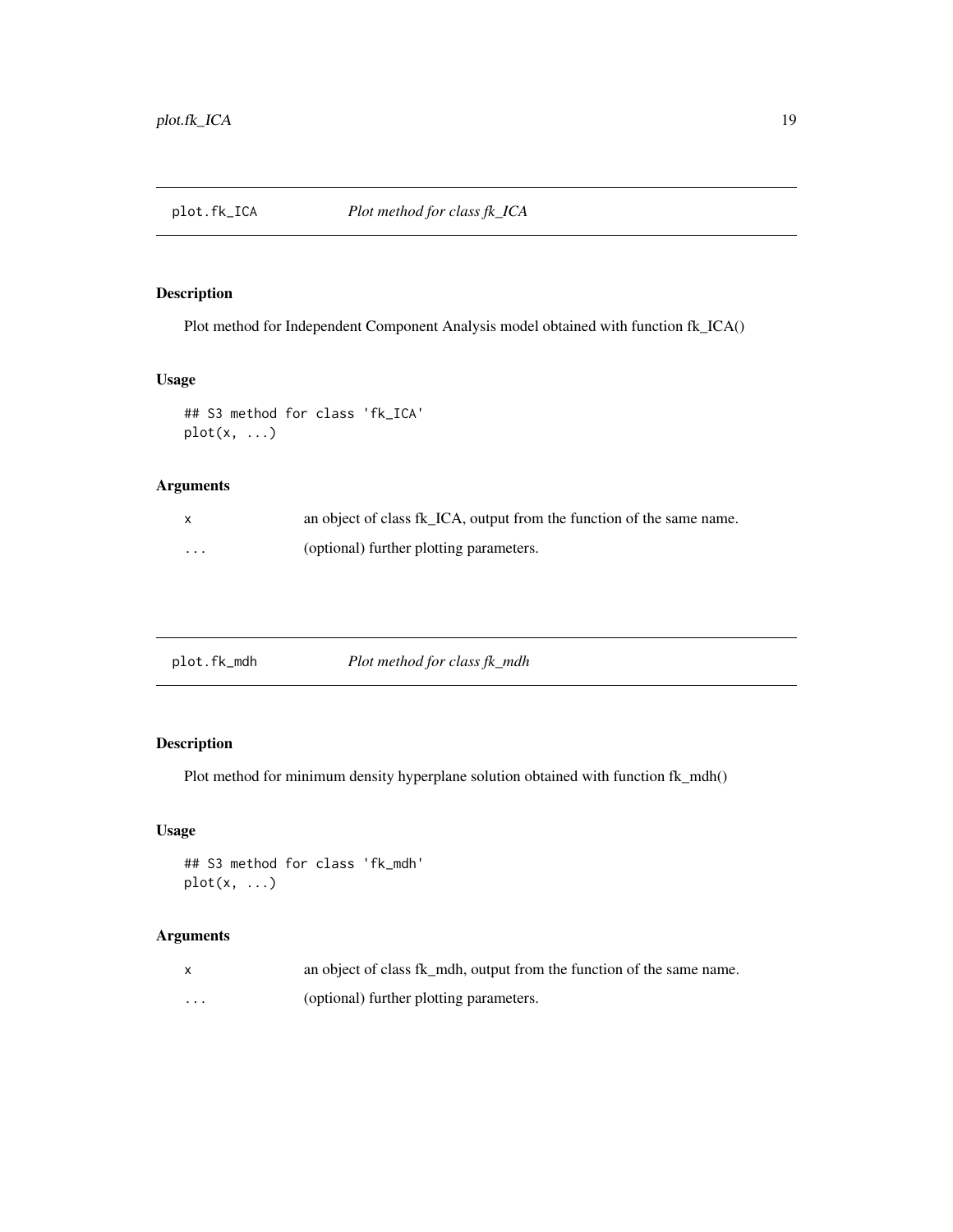## plot.fk_ICA — *Plot method for class fk_ICA*

### Description

Plot method for Independent Component Analysis model obtained with function fk_ICA()

### Usage

```
## S3 method for class 'fk_ICA'
plot(x, ...)
```

### Arguments

| | |
|---|---|
| x | an object of class fk_ICA, output from the function of the same name. |
| ... | (optional) further plotting parameters. |

## plot.fk_mdh — *Plot method for class fk_mdh*

### Description

Plot method for minimum density hyperplane solution obtained with function fk_mdh()

### Usage

```
## S3 method for class 'fk_mdh'
plot(x, ...)
```

### Arguments

| | |
|---|---|
| x | an object of class fk_mdh, output from the function of the same name. |
| ... | (optional) further plotting parameters. |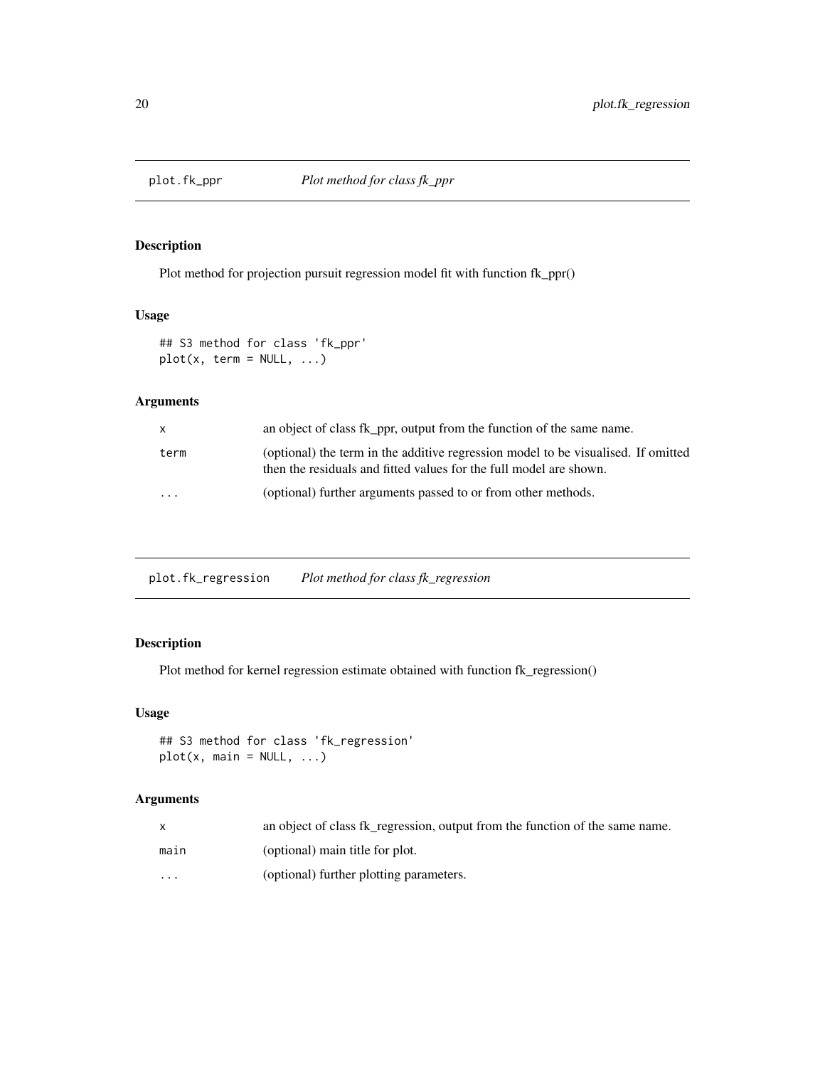## plot.fk_ppr *Plot method for class fk_ppr*

### Description

Plot method for projection pursuit regression model fit with function fk_ppr()

### Usage

```
## S3 method for class 'fk_ppr'
plot(x, term = NULL, ...)
```

### Arguments

| | |
|---|---|
| x | an object of class fk_ppr, output from the function of the same name. |
| term | (optional) the term in the additive regression model to be visualised. If omitted then the residuals and fitted values for the full model are shown. |
| ... | (optional) further arguments passed to or from other methods. |

## plot.fk_regression *Plot method for class fk_regression*

### Description

Plot method for kernel regression estimate obtained with function fk_regression()

### Usage

```
## S3 method for class 'fk_regression'
plot(x, main = NULL, ...)
```

### Arguments

| | |
|---|---|
| x | an object of class fk_regression, output from the function of the same name. |
| main | (optional) main title for plot. |
| ... | (optional) further plotting parameters. |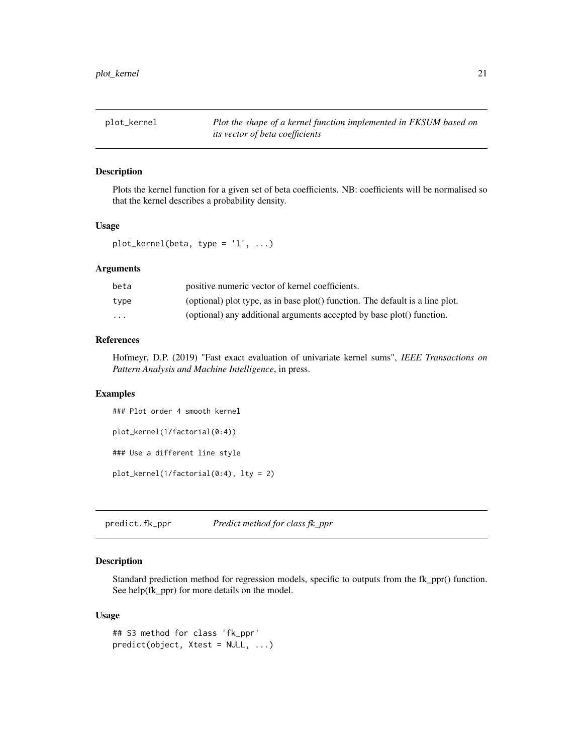## plot_kernel — *Plot the shape of a kernel function implemented in FKSUM based on its vector of beta coefficients*

### Description

Plots the kernel function for a given set of beta coefficients. NB: coefficients will be normalised so that the kernel describes a probability density.

### Usage

```
plot_kernel(beta, type = 'l', ...)
```

### Arguments

| | |
|---|---|
| beta | positive numeric vector of kernel coefficients. |
| type | (optional) plot type, as in base plot() function. The default is a line plot. |
| ... | (optional) any additional arguments accepted by base plot() function. |

### References

Hofmeyr, D.P. (2019) "Fast exact evaluation of univariate kernel sums", *IEEE Transactions on Pattern Analysis and Machine Intelligence*, in press.

### Examples

```
### Plot order 4 smooth kernel

plot_kernel(1/factorial(0:4))

### Use a different line style

plot_kernel(1/factorial(0:4), lty = 2)
```

## predict.fk_ppr — *Predict method for class fk_ppr*

### Description

Standard prediction method for regression models, specific to outputs from the fk_ppr() function. See help(fk_ppr) for more details on the model.

### Usage

```
## S3 method for class 'fk_ppr'
predict(object, Xtest = NULL, ...)
```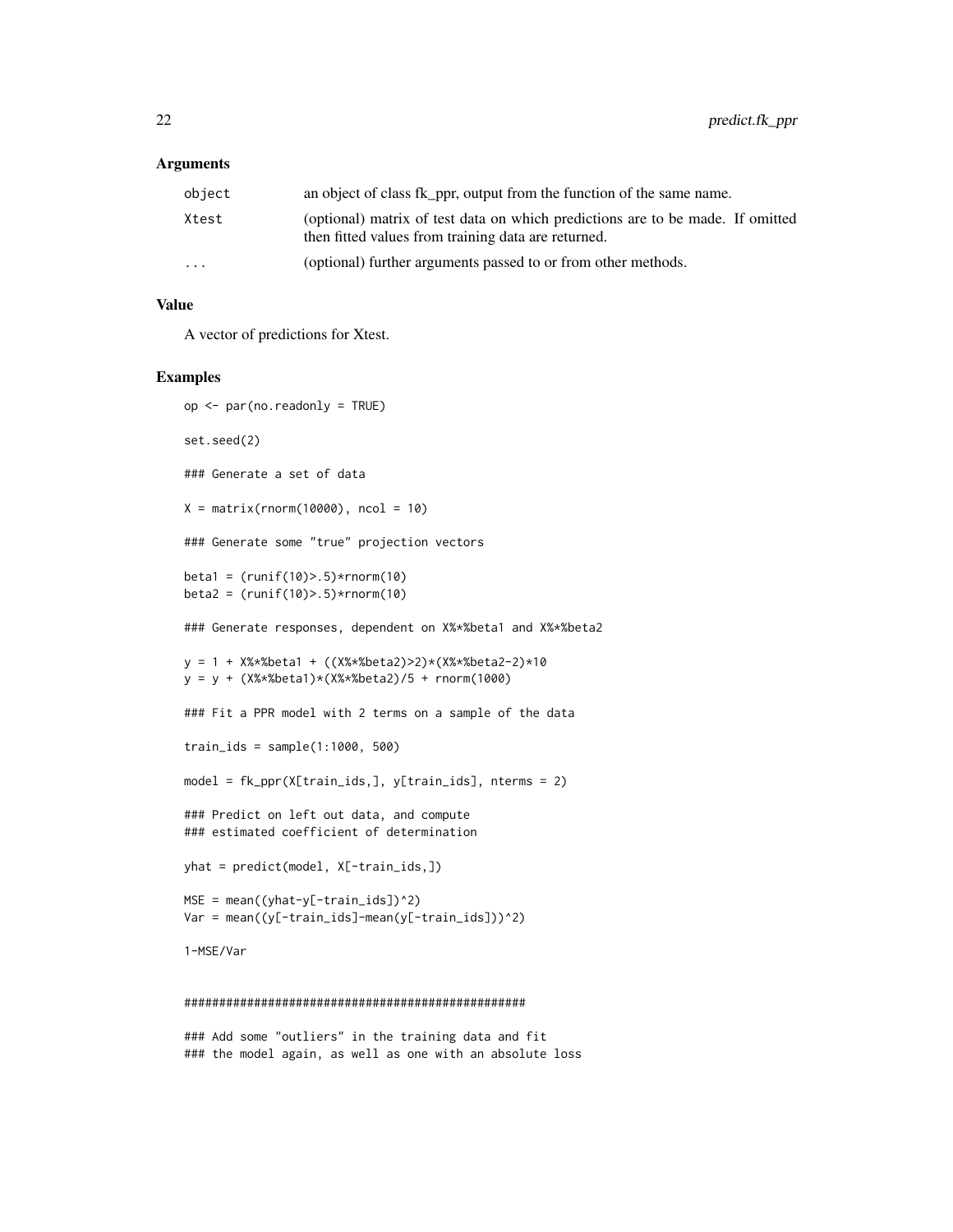## Arguments

| | |
|---|---|
| object | an object of class fk_ppr, output from the function of the same name. |
| Xtest | (optional) matrix of test data on which predictions are to be made. If omitted then fitted values from training data are returned. |
| ... | (optional) further arguments passed to or from other methods. |

## Value

A vector of predictions for Xtest.

## Examples

```
op <- par(no.readonly = TRUE)

set.seed(2)

### Generate a set of data

X = matrix(rnorm(10000), ncol = 10)

### Generate some "true" projection vectors

beta1 = (runif(10)>.5)*rnorm(10)
beta2 = (runif(10)>.5)*rnorm(10)

### Generate responses, dependent on X%*%beta1 and X%*%beta2

y = 1 + X%*%beta1 + ((X%*%beta2)>2)*(X%*%beta2-2)*10
y = y + (X%*%beta1)*(X%*%beta2)/5 + rnorm(1000)

### Fit a PPR model with 2 terms on a sample of the data

train_ids = sample(1:1000, 500)

model = fk_ppr(X[train_ids,], y[train_ids], nterms = 2)

### Predict on left out data, and compute
### estimated coefficient of determination

yhat = predict(model, X[-train_ids,])

MSE = mean((yhat-y[-train_ids])^2)
Var = mean((y[-train_ids]-mean(y[-train_ids]))^2)

1-MSE/Var


#################################################

### Add some "outliers" in the training data and fit
### the model again, as well as one with an absolute loss
```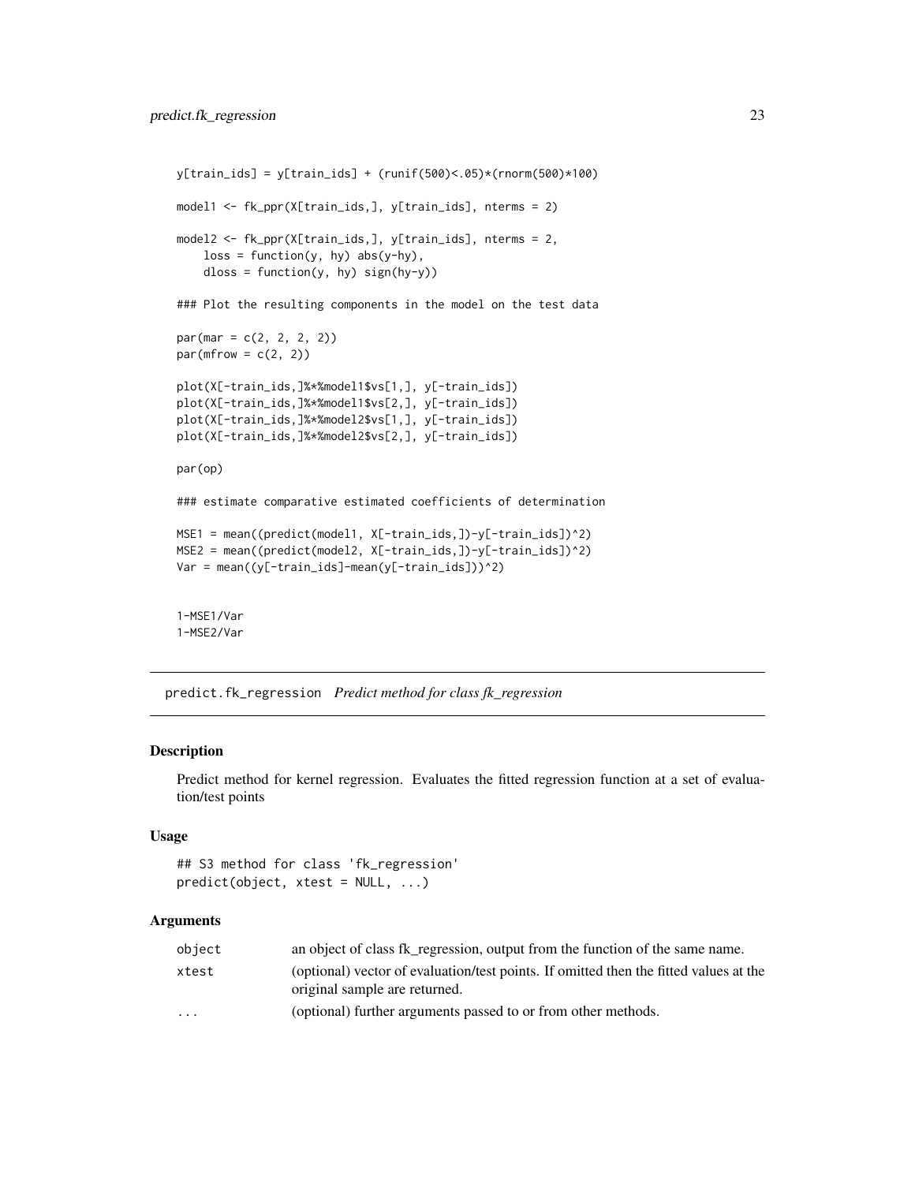```
y[train_ids] = y[train_ids] + (runif(500)<.05)*(rnorm(500)*100)

model1 <- fk_ppr(X[train_ids,], y[train_ids], nterms = 2)

model2 <- fk_ppr(X[train_ids,], y[train_ids], nterms = 2,
    loss = function(y, hy) abs(y-hy),
    dloss = function(y, hy) sign(hy-y))

### Plot the resulting components in the model on the test data

par(mar = c(2, 2, 2, 2))
par(mfrow = c(2, 2))

plot(X[-train_ids,]%*%model1$vs[1,], y[-train_ids])
plot(X[-train_ids,]%*%model1$vs[2,], y[-train_ids])
plot(X[-train_ids,]%*%model2$vs[1,], y[-train_ids])
plot(X[-train_ids,]%*%model2$vs[2,], y[-train_ids])

par(op)

### estimate comparative estimated coefficients of determination

MSE1 = mean((predict(model1, X[-train_ids,])-y[-train_ids])^2)
MSE2 = mean((predict(model2, X[-train_ids,])-y[-train_ids])^2)
Var = mean((y[-train_ids]-mean(y[-train_ids]))^2)


1-MSE1/Var
1-MSE2/Var
```

## predict.fk_regression *Predict method for class fk_regression*

### Description

Predict method for kernel regression. Evaluates the fitted regression function at a set of evaluation/test points

### Usage

```
## S3 method for class 'fk_regression'
predict(object, xtest = NULL, ...)
```

### Arguments

| | |
|---|---|
| object | an object of class fk_regression, output from the function of the same name. |
| xtest | (optional) vector of evaluation/test points. If omitted then the fitted values at the original sample are returned. |
| ... | (optional) further arguments passed to or from other methods. |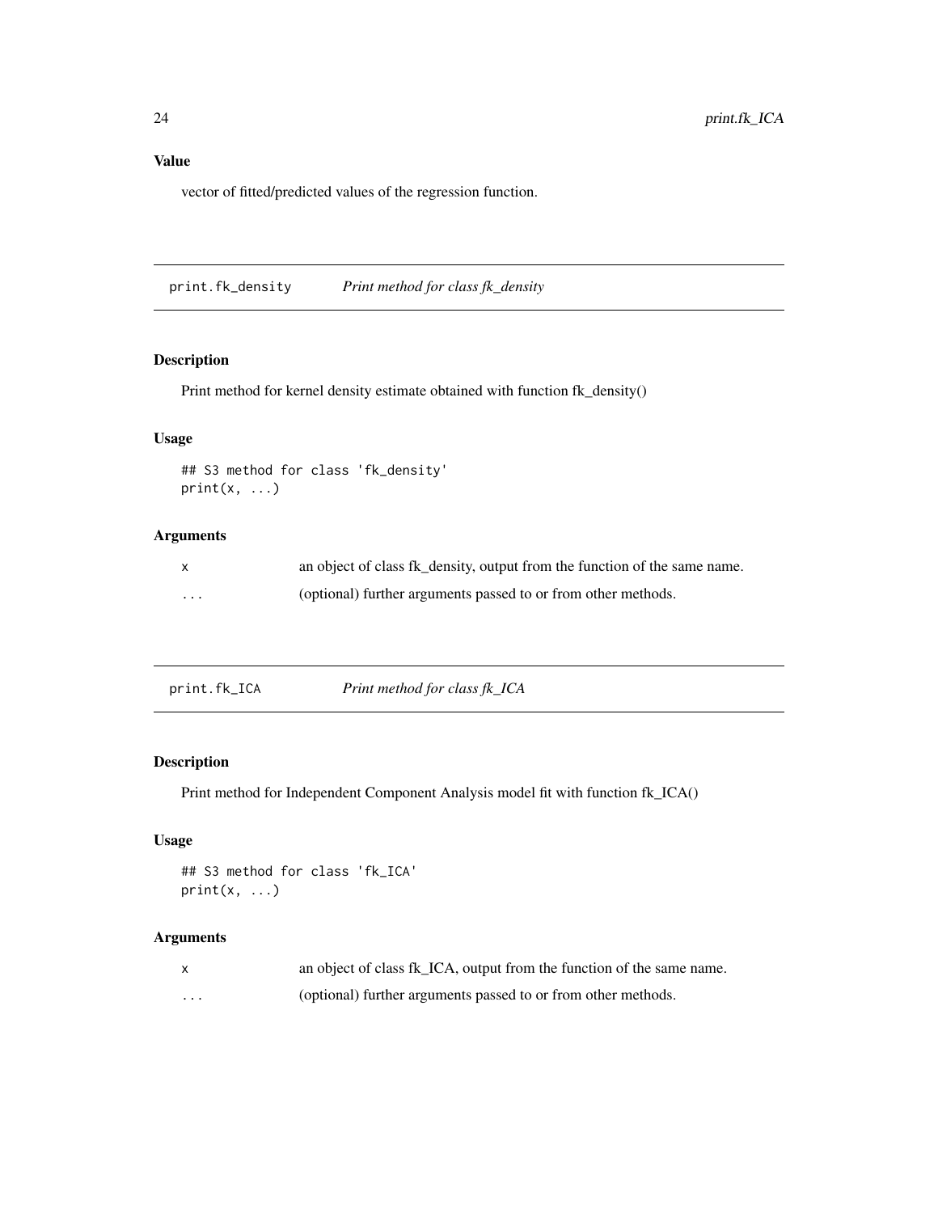### Value

vector of fitted/predicted values of the regression function.

---

## print.fk_density — *Print method for class fk_density*

### Description

Print method for kernel density estimate obtained with function fk_density()

### Usage

```
## S3 method for class 'fk_density'
print(x, ...)
```

### Arguments

| | |
|---|---|
| x | an object of class fk_density, output from the function of the same name. |
| ... | (optional) further arguments passed to or from other methods. |

---

## print.fk_ICA — *Print method for class fk_ICA*

### Description

Print method for Independent Component Analysis model fit with function fk_ICA()

### Usage

```
## S3 method for class 'fk_ICA'
print(x, ...)
```

### Arguments

| | |
|---|---|
| x | an object of class fk_ICA, output from the function of the same name. |
| ... | (optional) further arguments passed to or from other methods. |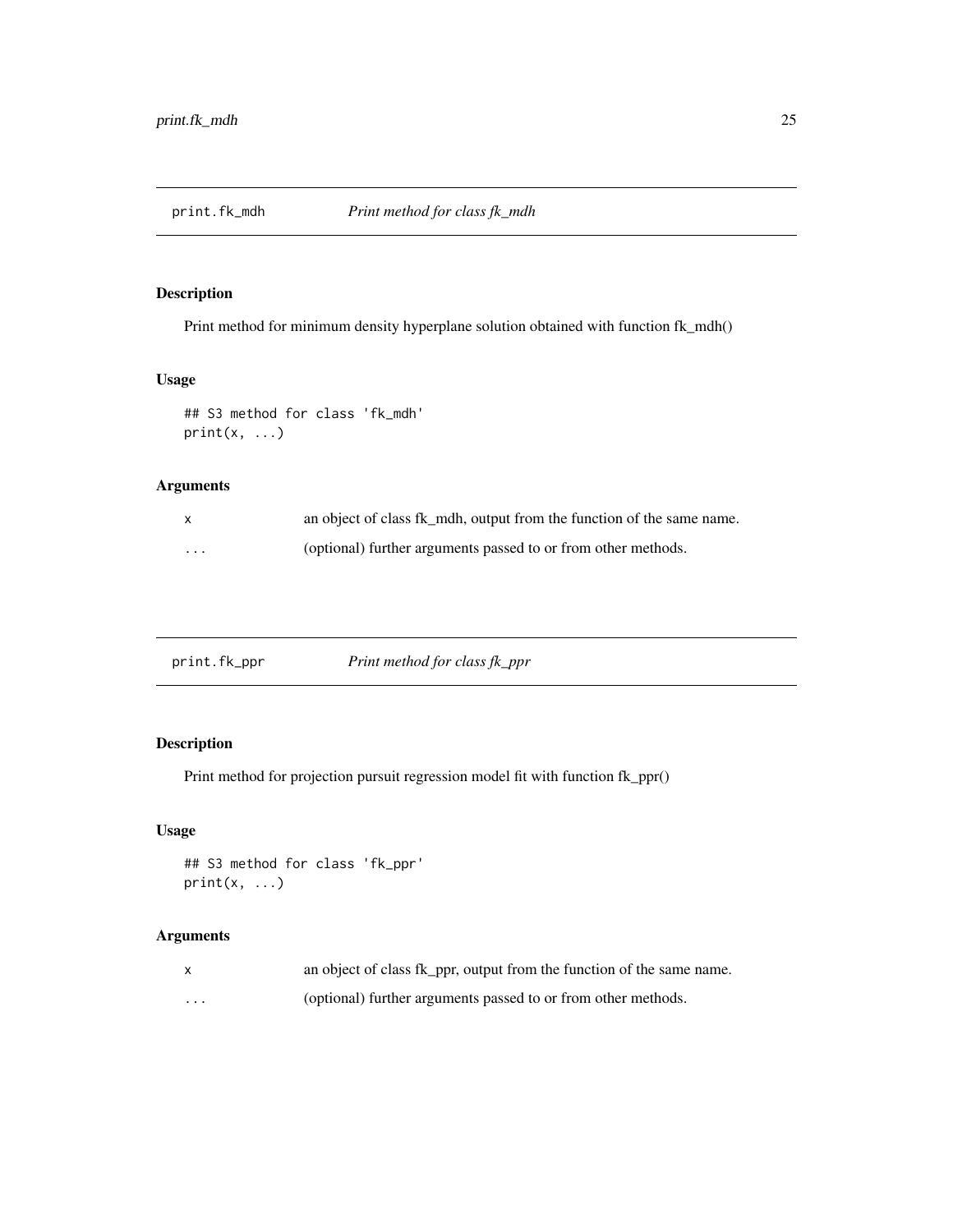## print.fk_mdh *Print method for class fk_mdh*

### Description

Print method for minimum density hyperplane solution obtained with function fk_mdh()

### Usage

```
## S3 method for class 'fk_mdh'
print(x, ...)
```

### Arguments

| | |
|---|---|
| x | an object of class fk_mdh, output from the function of the same name. |
| ... | (optional) further arguments passed to or from other methods. |

## print.fk_ppr *Print method for class fk_ppr*

### Description

Print method for projection pursuit regression model fit with function fk_ppr()

### Usage

```
## S3 method for class 'fk_ppr'
print(x, ...)
```

### Arguments

| | |
|---|---|
| x | an object of class fk_ppr, output from the function of the same name. |
| ... | (optional) further arguments passed to or from other methods. |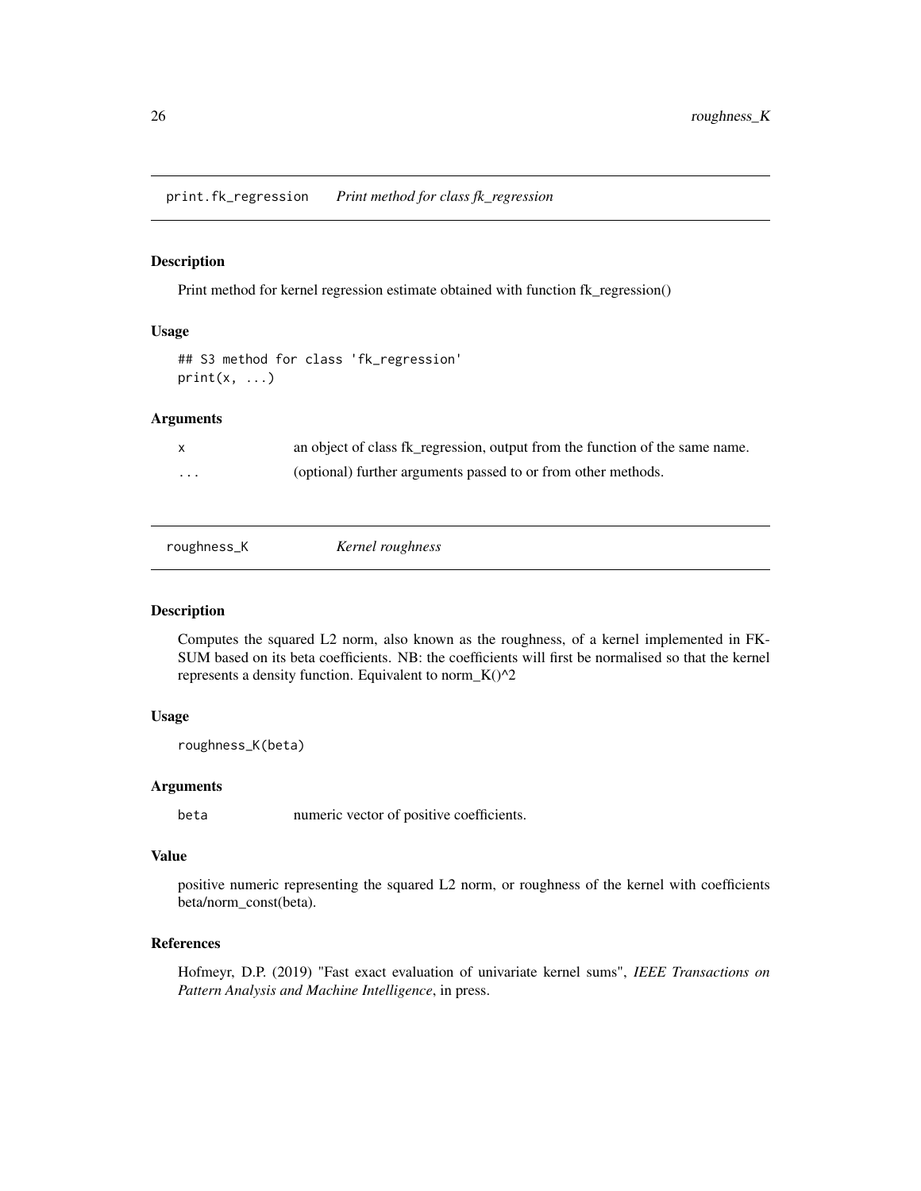## print.fk_regression *Print method for class fk_regression*

### Description

Print method for kernel regression estimate obtained with function fk_regression()

### Usage

```
## S3 method for class 'fk_regression'
print(x, ...)
```

### Arguments

| | |
|---|---|
| x | an object of class fk_regression, output from the function of the same name. |
| ... | (optional) further arguments passed to or from other methods. |

## roughness_K *Kernel roughness*

### Description

Computes the squared L2 norm, also known as the roughness, of a kernel implemented in FK-SUM based on its beta coefficients. NB: the coefficients will first be normalised so that the kernel represents a density function. Equivalent to norm_K()^2

### Usage

```
roughness_K(beta)
```

### Arguments

| | |
|---|---|
| beta | numeric vector of positive coefficients. |

### Value

positive numeric representing the squared L2 norm, or roughness of the kernel with coefficients beta/norm_const(beta).

### References

Hofmeyr, D.P. (2019) "Fast exact evaluation of univariate kernel sums", *IEEE Transactions on Pattern Analysis and Machine Intelligence*, in press.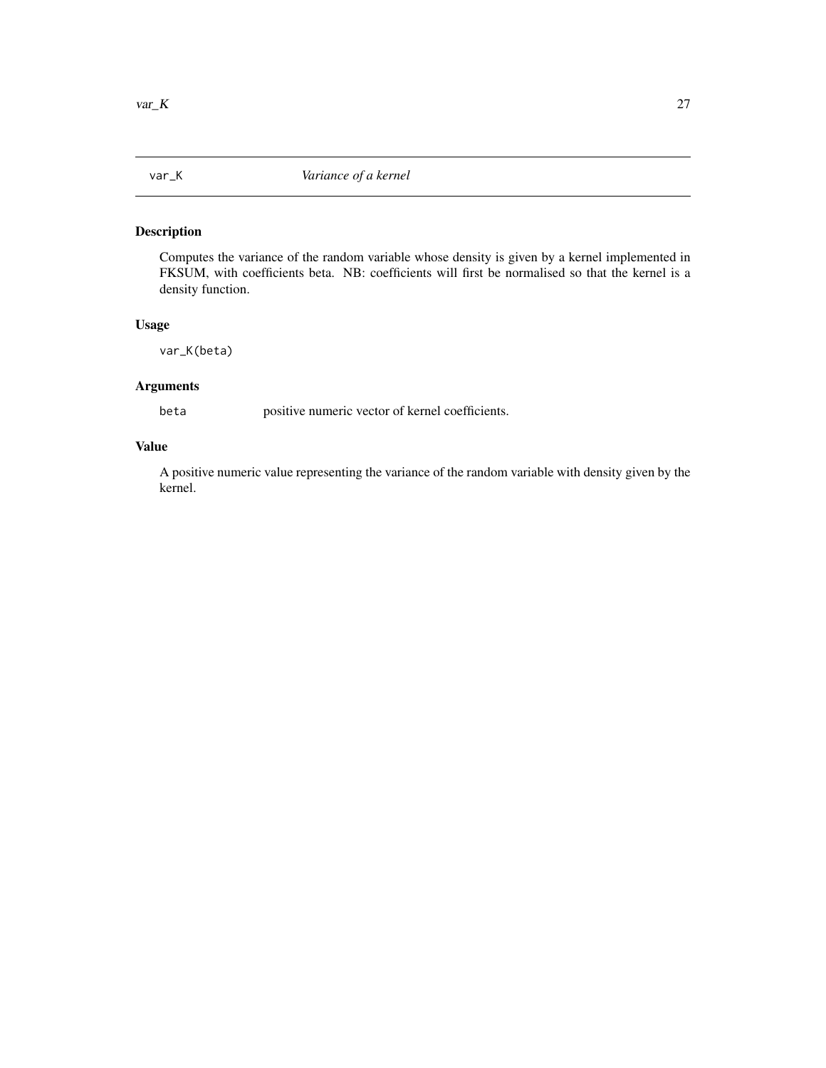## var_K *Variance of a kernel*

### Description

Computes the variance of the random variable whose density is given by a kernel implemented in FKSUM, with coefficients beta. NB: coefficients will first be normalised so that the kernel is a density function.

### Usage

```
var_K(beta)
```

### Arguments

| | |
|---|---|
| beta | positive numeric vector of kernel coefficients. |

### Value

A positive numeric value representing the variance of the random variable with density given by the kernel.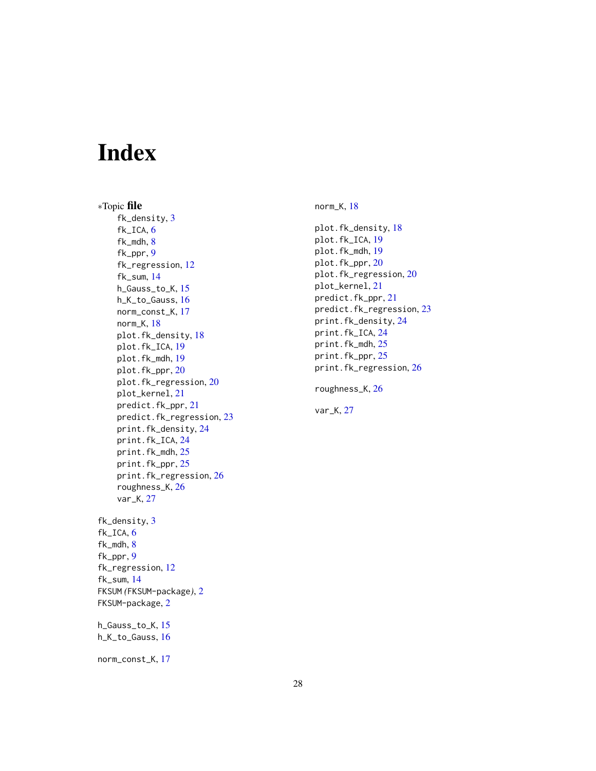# Index

∗Topic **file**

- fk_density, 3
- fk_ICA, 6
- fk_mdh, 8
- fk_ppr, 9
- fk_regression, 12
- fk_sum, 14
- h_Gauss_to_K, 15
- h_K_to_Gauss, 16
- norm_const_K, 17
- norm_K, 18
- plot.fk_density, 18
- plot.fk_ICA, 19
- plot.fk_mdh, 19
- plot.fk_ppr, 20
- plot.fk_regression, 20
- plot_kernel, 21
- predict.fk_ppr, 21
- predict.fk_regression, 23
- print.fk_density, 24
- print.fk_ICA, 24
- print.fk_mdh, 25
- print.fk_ppr, 25
- print.fk_regression, 26
- roughness_K, 26
- var_K, 27

fk_density, 3
fk_ICA, 6
fk_mdh, 8
fk_ppr, 9
fk_regression, 12
fk_sum, 14
FKSUM *(FKSUM-package)*, 2
FKSUM-package, 2

h_Gauss_to_K, 15
h_K_to_Gauss, 16

norm_const_K, 17
norm_K, 18

plot.fk_density, 18
plot.fk_ICA, 19
plot.fk_mdh, 19
plot.fk_ppr, 20
plot.fk_regression, 20
plot_kernel, 21
predict.fk_ppr, 21
predict.fk_regression, 23
print.fk_density, 24
print.fk_ICA, 24
print.fk_mdh, 25
print.fk_ppr, 25
print.fk_regression, 26

roughness_K, 26

var_K, 27